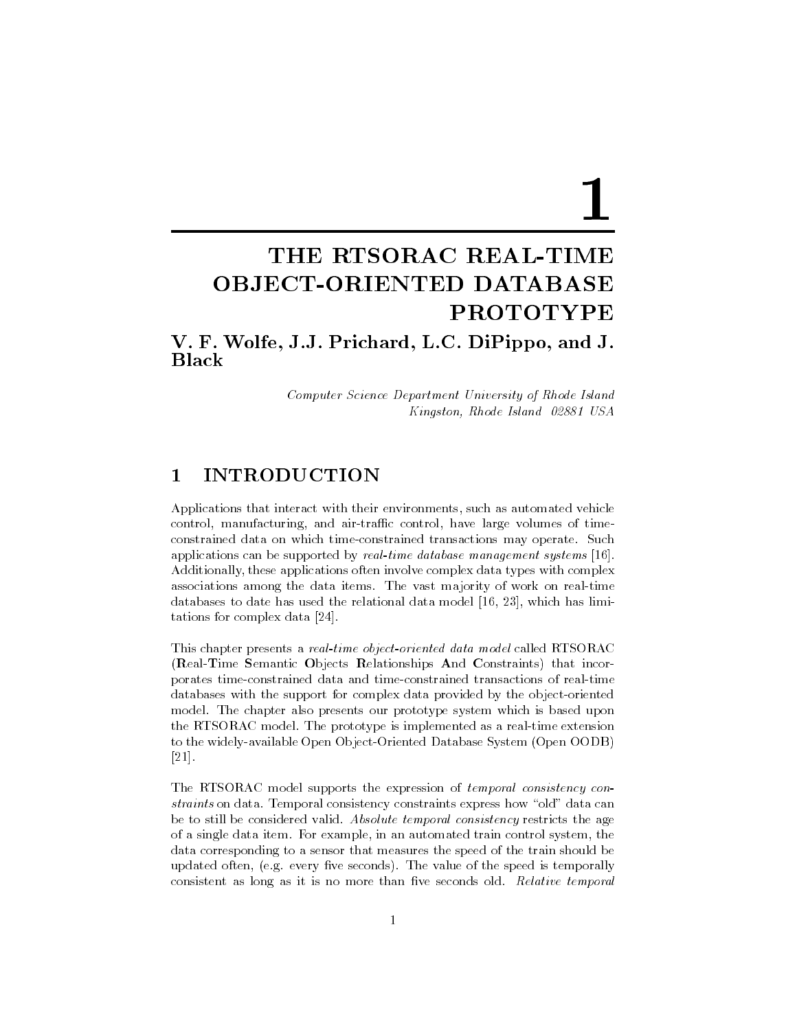# 1

# THE RTSORAC REAL-TIME OBJECT-ORIENTED DATABASE PROTOTYPE

**V. F. Wolfe, J.J. Prichard, L.C. DiPippo, and J. Black**

*Computer Science Department University of Rhode Island*
*Kingston, Rhode Island 02881 USA*

## 1 INTRODUCTION

Applications that interact with their environments, such as automated vehicle control, manufacturing, and air-traffic control, have large volumes of time-constrained data on which time-constrained transactions may operate. Such applications can be supported by *real-time database management systems* [16]. Additionally, these applications often involve complex data types with complex associations among the data items. The vast majority of work on real-time databases to date has used the relational data model [16, 23], which has limitations for complex data [24].

This chapter presents a *real-time object-oriented data model* called RTSORAC (**R**eal-**T**ime **S**emantic **O**bjects **R**elationships **A**nd **C**onstraints) that incorporates time-constrained data and time-constrained transactions of real-time databases with the support for complex data provided by the object-oriented model. The chapter also presents our prototype system which is based upon the RTSORAC model. The prototype is implemented as a real-time extension to the widely-available Open Object-Oriented Database System (Open OODB) [21].

The RTSORAC model supports the expression of *temporal consistency constraints* on data. Temporal consistency constraints express how "old" data can be to still be considered valid. *Absolute temporal consistency* restricts the age of a single data item. For example, in an automated train control system, the data corresponding to a sensor that measures the speed of the train should be updated often, (e.g. every five seconds). The value of the speed is temporally consistent as long as it is no more than five seconds old. *Relative temporal*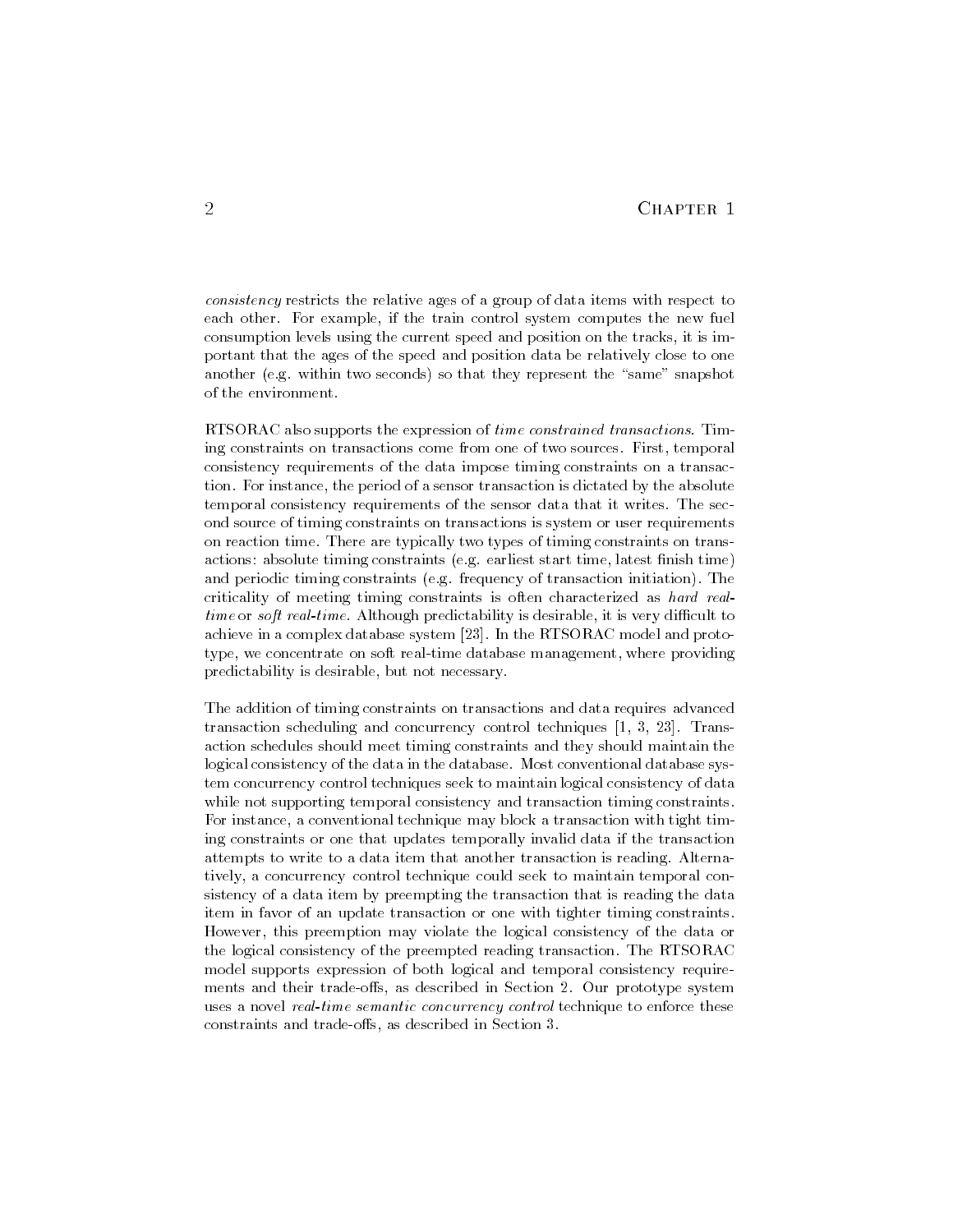*consistency* restricts the relative ages of a group of data items with respect to each other. For example, if the train control system computes the new fuel consumption levels using the current speed and position on the tracks, it is important that the ages of the speed and position data be relatively close to one another (e.g. within two seconds) so that they represent the "same" snapshot of the environment.

RTSORAC also supports the expression of *time constrained transactions*. Timing constraints on transactions come from one of two sources. First, temporal consistency requirements of the data impose timing constraints on a transaction. For instance, the period of a sensor transaction is dictated by the absolute temporal consistency requirements of the sensor data that it writes. The second source of timing constraints on transactions is system or user requirements on reaction time. There are typically two types of timing constraints on transactions: absolute timing constraints (e.g. earliest start time, latest finish time) and periodic timing constraints (e.g. frequency of transaction initiation). The criticality of meeting timing constraints is often characterized as *hard real-time* or *soft real-time*. Although predictability is desirable, it is very difficult to achieve in a complex database system [23]. In the RTSORAC model and prototype, we concentrate on soft real-time database management, where providing predictability is desirable, but not necessary.

The addition of timing constraints on transactions and data requires advanced transaction scheduling and concurrency control techniques [1, 3, 23]. Transaction schedules should meet timing constraints and they should maintain the logical consistency of the data in the database. Most conventional database system concurrency control techniques seek to maintain logical consistency of data while not supporting temporal consistency and transaction timing constraints. For instance, a conventional technique may block a transaction with tight timing constraints or one that updates temporally invalid data if the transaction attempts to write to a data item that another transaction is reading. Alternatively, a concurrency control technique could seek to maintain temporal consistency of a data item by preempting the transaction that is reading the data item in favor of an update transaction or one with tighter timing constraints. However, this preemption may violate the logical consistency of the data or the logical consistency of the preempted reading transaction. The RTSORAC model supports expression of both logical and temporal consistency requirements and their trade-offs, as described in Section 2. Our prototype system uses a novel *real-time semantic concurrency control* technique to enforce these constraints and trade-offs, as described in Section 3.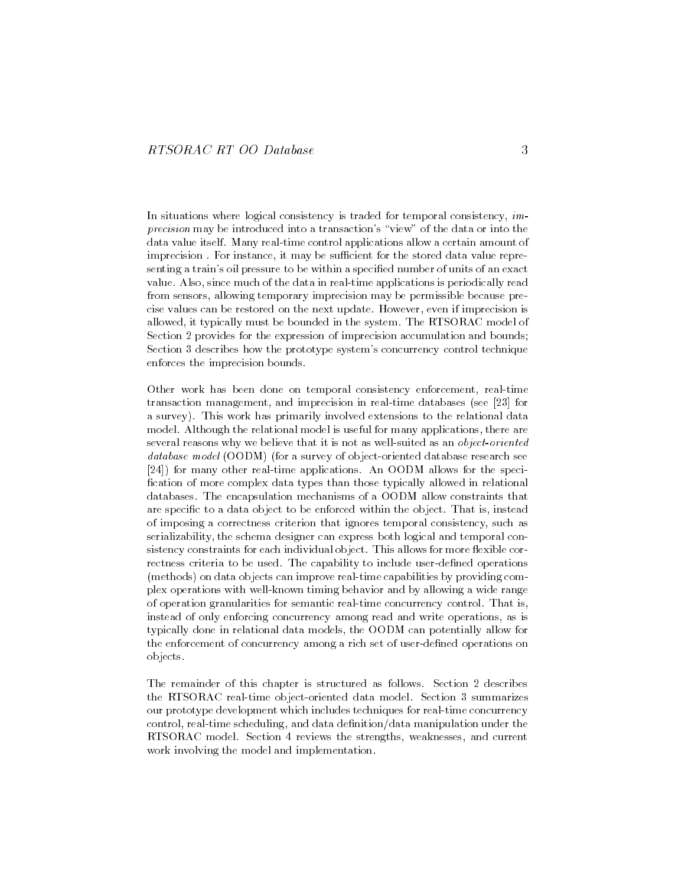In situations where logical consistency is traded for temporal consistency, *imprecision* may be introduced into a transaction's "view" of the data or into the data value itself. Many real-time control applications allow a certain amount of imprecision . For instance, it may be sufficient for the stored data value representing a train's oil pressure to be within a specified number of units of an exact value. Also, since much of the data in real-time applications is periodically read from sensors, allowing temporary imprecision may be permissible because precise values can be restored on the next update. However, even if imprecision is allowed, it typically must be bounded in the system. The RTSORAC model of Section 2 provides for the expression of imprecision accumulation and bounds; Section 3 describes how the prototype system's concurrency control technique enforces the imprecision bounds.

Other work has been done on temporal consistency enforcement, real-time transaction management, and imprecision in real-time databases (see [23] for a survey). This work has primarily involved extensions to the relational data model. Although the relational model is useful for many applications, there are several reasons why we believe that it is not as well-suited as an *object-oriented database model* (OODM) (for a survey of object-oriented database research see [24]) for many other real-time applications. An OODM allows for the specification of more complex data types than those typically allowed in relational databases. The encapsulation mechanisms of a OODM allow constraints that are specific to a data object to be enforced within the object. That is, instead of imposing a correctness criterion that ignores temporal consistency, such as serializability, the schema designer can express both logical and temporal consistency constraints for each individual object. This allows for more flexible correctness criteria to be used. The capability to include user-defined operations (methods) on data objects can improve real-time capabilities by providing complex operations with well-known timing behavior and by allowing a wide range of operation granularities for semantic real-time concurrency control. That is, instead of only enforcing concurrency among read and write operations, as is typically done in relational data models, the OODM can potentially allow for the enforcement of concurrency among a rich set of user-defined operations on objects.

The remainder of this chapter is structured as follows. Section 2 describes the RTSORAC real-time object-oriented data model. Section 3 summarizes our prototype development which includes techniques for real-time concurrency control, real-time scheduling, and data definition/data manipulation under the RTSORAC model. Section 4 reviews the strengths, weaknesses, and current work involving the model and implementation.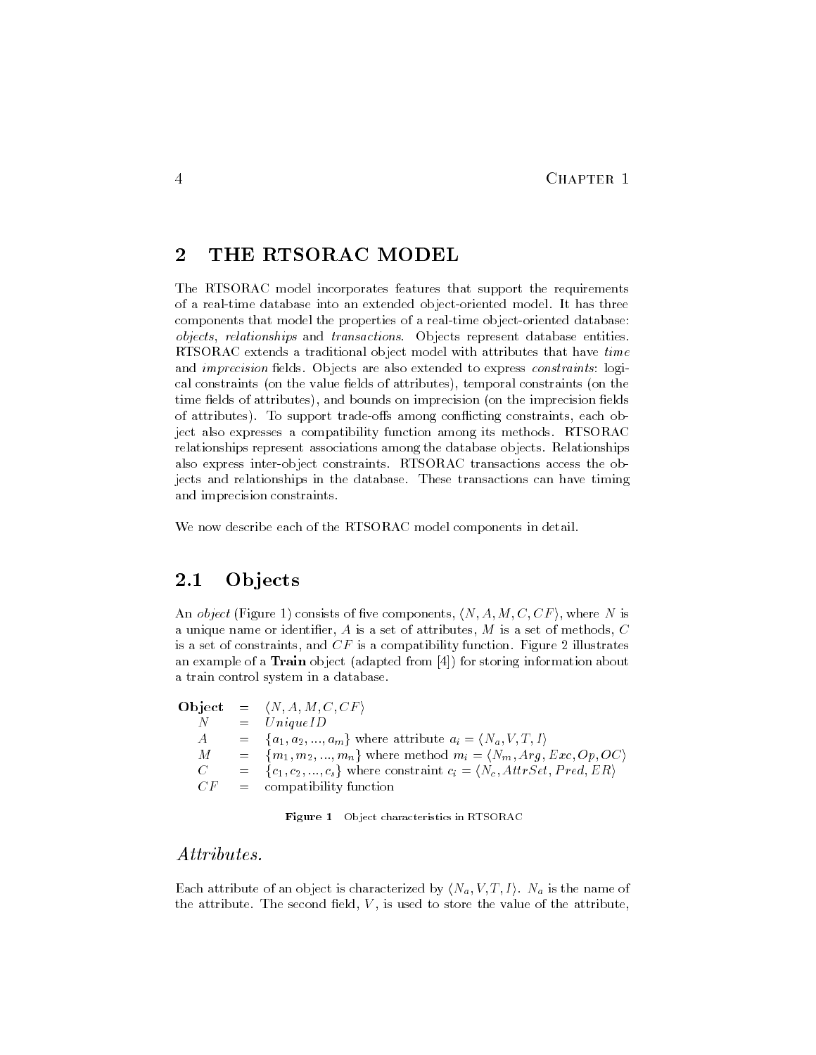## 2 THE RTSORAC MODEL

The RTSORAC model incorporates features that support the requirements of a real-time database into an extended object-oriented model. It has three components that model the properties of a real-time object-oriented database: *objects*, *relationships* and *transactions*. Objects represent database entities. RTSORAC extends a traditional object model with attributes that have *time* and *imprecision* fields. Objects are also extended to express *constraints*: logical constraints (on the value fields of attributes), temporal constraints (on the time fields of attributes), and bounds on imprecision (on the imprecision fields of attributes). To support trade-offs among conflicting constraints, each object also expresses a compatibility function among its methods. RTSORAC relationships represent associations among the database objects. Relationships also express inter-object constraints. RTSORAC transactions access the objects and relationships in the database. These transactions can have timing and imprecision constraints.

We now describe each of the RTSORAC model components in detail.

### 2.1 Objects

An *object* (Figure 1) consists of five components, $\langle N, A, M, C, CF \rangle$, where $N$ is a unique name or identifier, $A$ is a set of attributes, $M$ is a set of methods, $C$ is a set of constraints, and $CF$ is a compatibility function. Figure 2 illustrates an example of a **Train** object (adapted from [4]) for storing information about a train control system in a database.

$$
\begin{array}{lcl}
\textbf{Object} & = & \langle N, A, M, C, CF \rangle \\
N & = & UniqueID \\
A & = & \{a_1, a_2, ..., a_m\} \text{ where attribute } a_i = \langle N_a, V, T, I \rangle \\
M & = & \{m_1, m_2, ..., m_n\} \text{ where method } m_i = \langle N_m, Arg, Exc, Op, OC \rangle \\
C & = & \{c_1, c_2, ..., c_s\} \text{ where constraint } c_i = \langle N_c, AttrSet, Pred, ER \rangle \\
CF & = & \text{compatibility function}
\end{array}
$$

**Figure 1** Object characteristics in RTSORAC

#### *Attributes.*

Each attribute of an object is characterized by $\langle N_a, V, T, I \rangle$. $N_a$ is the name of the attribute. The second field, $V$, is used to store the value of the attribute,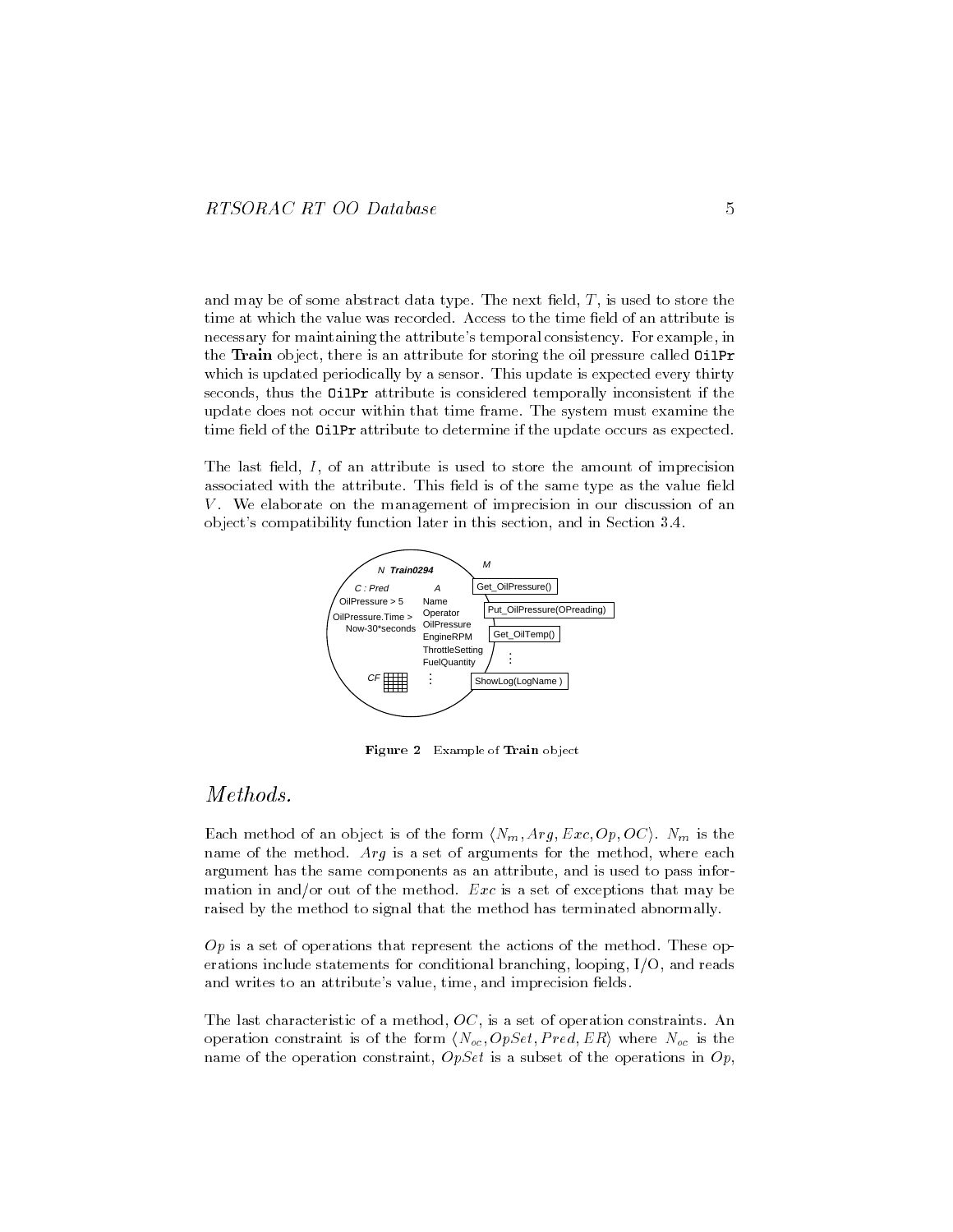and may be of some abstract data type. The next field, $T$, is used to store the time at which the value was recorded. Access to the time field of an attribute is necessary for maintaining the attribute's temporal consistency. For example, in the **Train** object, there is an attribute for storing the oil pressure called `OilPr` which is updated periodically by a sensor. This update is expected every thirty seconds, thus the `OilPr` attribute is considered temporally inconsistent if the update does not occur within that time frame. The system must examine the time field of the `OilPr` attribute to determine if the update occurs as expected.

The last field, $I$, of an attribute is used to store the amount of imprecision associated with the attribute. This field is of the same type as the value field $V$. We elaborate on the management of imprecision in our discussion of an object's compatibility function later in this section, and in Section 3.4.

**Figure 2** Example of **Train** object

## *Methods.*

Each method of an object is of the form $\langle N_m, Arg, Exc, Op, OC \rangle$. $N_m$ is the name of the method. $Arg$ is a set of arguments for the method, where each argument has the same components as an attribute, and is used to pass information in and/or out of the method. $Exc$ is a set of exceptions that may be raised by the method to signal that the method has terminated abnormally.

$Op$ is a set of operations that represent the actions of the method. These operations include statements for conditional branching, looping, I/O, and reads and writes to an attribute's value, time, and imprecision fields.

The last characteristic of a method, $OC$, is a set of operation constraints. An operation constraint is of the form $\langle N_{oc}, OpSet, Pred, ER \rangle$ where $N_{oc}$ is the name of the operation constraint, $OpSet$ is a subset of the operations in $Op$,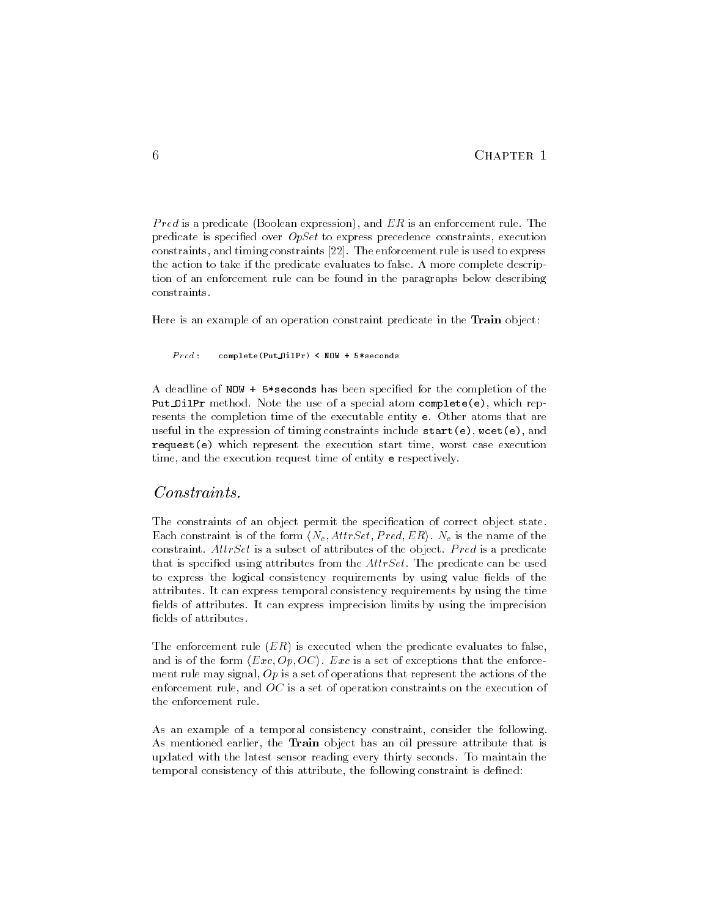$Pred$ is a predicate (Boolean expression), and $ER$ is an enforcement rule. The predicate is specified over $OpSet$ to express precedence constraints, execution constraints, and timing constraints [22]. The enforcement rule is used to express the action to take if the predicate evaluates to false. A more complete description of an enforcement rule can be found in the paragraphs below describing constraints.

Here is an example of an operation constraint predicate in the **Train** object:

$Pred:$ `complete(Put_OilPr) < NOW + 5*seconds`

A deadline of `NOW + 5*seconds` has been specified for the completion of the `Put_OilPr` method. Note the use of a special atom `complete(e)`, which represents the completion time of the executable entity `e`. Other atoms that are useful in the expression of timing constraints include `start(e)`, `wcet(e)`, and `request(e)` which represent the execution start time, worst case execution time, and the execution request time of entity `e` respectively.

## *Constraints.*

The constraints of an object permit the specification of correct object state. Each constraint is of the form $\langle N_c, AttrSet, Pred, ER\rangle$. $N_c$ is the name of the constraint. $AttrSet$ is a subset of attributes of the object. $Pred$ is a predicate that is specified using attributes from the $AttrSet$. The predicate can be used to express the logical consistency requirements by using value fields of the attributes. It can express temporal consistency requirements by using the time fields of attributes. It can express imprecision limits by using the imprecision fields of attributes.

The enforcement rule ($ER$) is executed when the predicate evaluates to false, and is of the form $\langle Exc, Op, OC\rangle$. $Exc$ is a set of exceptions that the enforcement rule may signal, $Op$ is a set of operations that represent the actions of the enforcement rule, and $OC$ is a set of operation constraints on the execution of the enforcement rule.

As an example of a temporal consistency constraint, consider the following. As mentioned earlier, the **Train** object has an oil pressure attribute that is updated with the latest sensor reading every thirty seconds. To maintain the temporal consistency of this attribute, the following constraint is defined: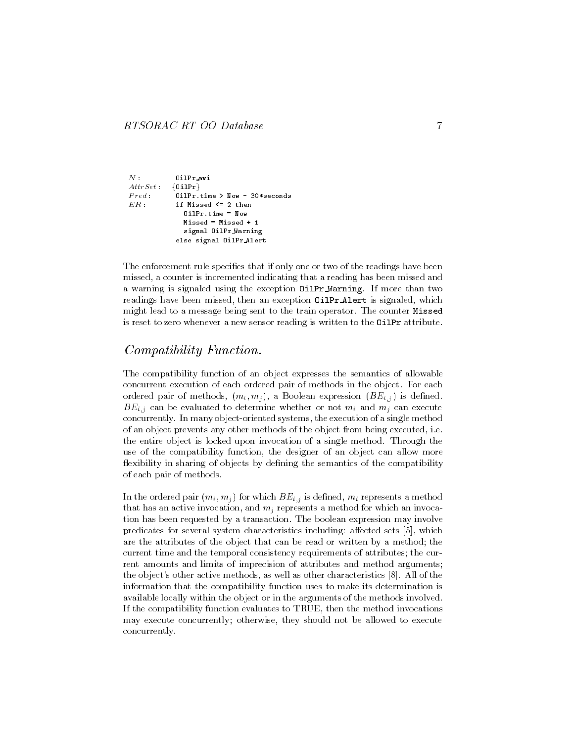```
N:        OilPr_avi
AttrSet:  {OilPr}
Pred:     OilPr.time > Now - 30*seconds
ER:       if Missed <= 2 then
            OilPr.time = Now
            Missed = Missed + 1
            signal OilPr_Warning
          else signal OilPr_Alert
```

The enforcement rule specifies that if only one or two of the readings have been missed, a counter is incremented indicating that a reading has been missed and a warning is signaled using the exception `OilPr_Warning`. If more than two readings have been missed, then an exception `OilPr_Alert` is signaled, which might lead to a message being sent to the train operator. The counter `Missed` is reset to zero whenever a new sensor reading is written to the `OilPr` attribute.

## *Compatibility Function.*

The compatibility function of an object expresses the semantics of allowable concurrent execution of each ordered pair of methods in the object. For each ordered pair of methods, $(m_i, m_j)$, a Boolean expression $(BE_{i,j})$ is defined. $BE_{i,j}$ can be evaluated to determine whether or not $m_i$ and $m_j$ can execute concurrently. In many object-oriented systems, the execution of a single method of an object prevents any other methods of the object from being executed, i.e. the entire object is locked upon invocation of a single method. Through the use of the compatibility function, the designer of an object can allow more flexibility in sharing of objects by defining the semantics of the compatibility of each pair of methods.

In the ordered pair $(m_i, m_j)$ for which $BE_{i,j}$ is defined, $m_i$ represents a method that has an active invocation, and $m_j$ represents a method for which an invocation has been requested by a transaction. The boolean expression may involve predicates for several system characteristics including: affected sets [5], which are the attributes of the object that can be read or written by a method; the current time and the temporal consistency requirements of attributes; the current amounts and limits of imprecision of attributes and method arguments; the object's other active methods, as well as other characteristics [8]. All of the information that the compatibility function uses to make its determination is available locally within the object or in the arguments of the methods involved. If the compatibility function evaluates to TRUE, then the method invocations may execute concurrently; otherwise, they should not be allowed to execute concurrently.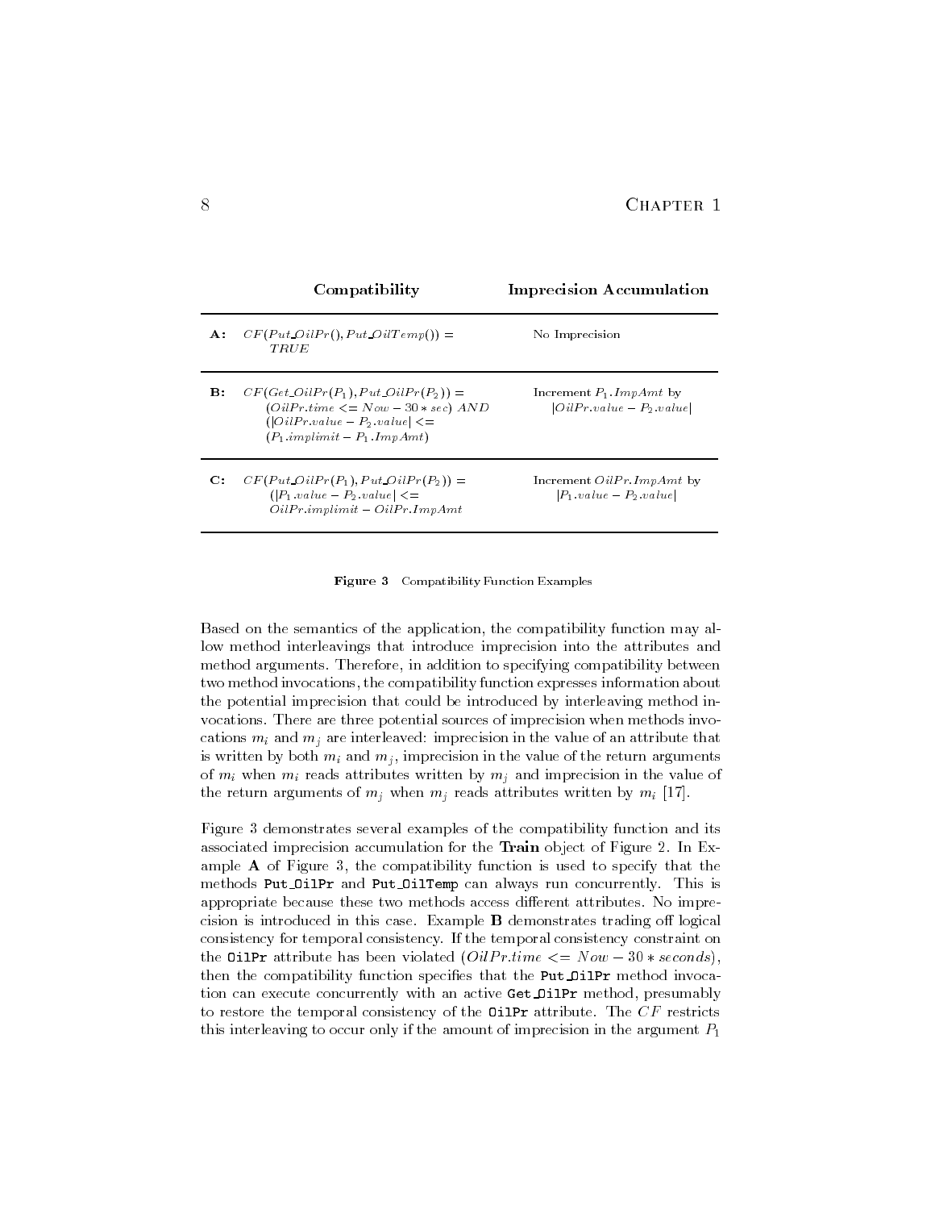| | Compatibility | Imprecision Accumulation |
|---|---|---|
| **A:** | $CF(Put\_OilPr(), Put\_OilTemp()) = TRUE$ | No Imprecision |
| **B:** | $CF(Get\_OilPr(P_1), Put\_OilPr(P_2)) = (OilPr.time <= Now - 30 * sec)\ AND\ (\lvert OilPr.value - P_2.value\rvert <= (P_1.implimit - P_1.ImpAmt)$ | Increment $P_1.ImpAmt$ by $\lvert OilPr.value - P_2.value\rvert$ |
| **C:** | $CF(Put\_OilPr(P_1), Put\_OilPr(P_2)) = (\lvert P_1.value - P_2.value\rvert <= OilPr.implimit - OilPr.ImpAmt$ | Increment $OilPr.ImpAmt$ by $\lvert P_1.value - P_2.value\rvert$ |

**Figure 3** Compatibility Function Examples

Based on the semantics of the application, the compatibility function may allow method interleavings that introduce imprecision into the attributes and method arguments. Therefore, in addition to specifying compatibility between two method invocations, the compatibility function expresses information about the potential imprecision that could be introduced by interleaving method invocations. There are three potential sources of imprecision when methods invocations $m_i$ and $m_j$ are interleaved: imprecision in the value of an attribute that is written by both $m_i$ and $m_j$, imprecision in the value of the return arguments of $m_i$ when $m_i$ reads attributes written by $m_j$ and imprecision in the value of the return arguments of $m_j$ when $m_j$ reads attributes written by $m_i$ [17].

Figure 3 demonstrates several examples of the compatibility function and its associated imprecision accumulation for the **Train** object of Figure 2. In Example **A** of Figure 3, the compatibility function is used to specify that the methods `Put_OilPr` and `Put_OilTemp` can always run concurrently. This is appropriate because these two methods access different attributes. No imprecision is introduced in this case. Example **B** demonstrates trading off logical consistency for temporal consistency. If the temporal consistency constraint on the `OilPr` attribute has been violated ($OilPr.time <= Now - 30 * seconds$), then the compatibility function specifies that the `Put_OilPr` method invocation can execute concurrently with an active `Get_OilPr` method, presumably to restore the temporal consistency of the `OilPr` attribute. The $CF$ restricts this interleaving to occur only if the amount of imprecision in the argument $P_1$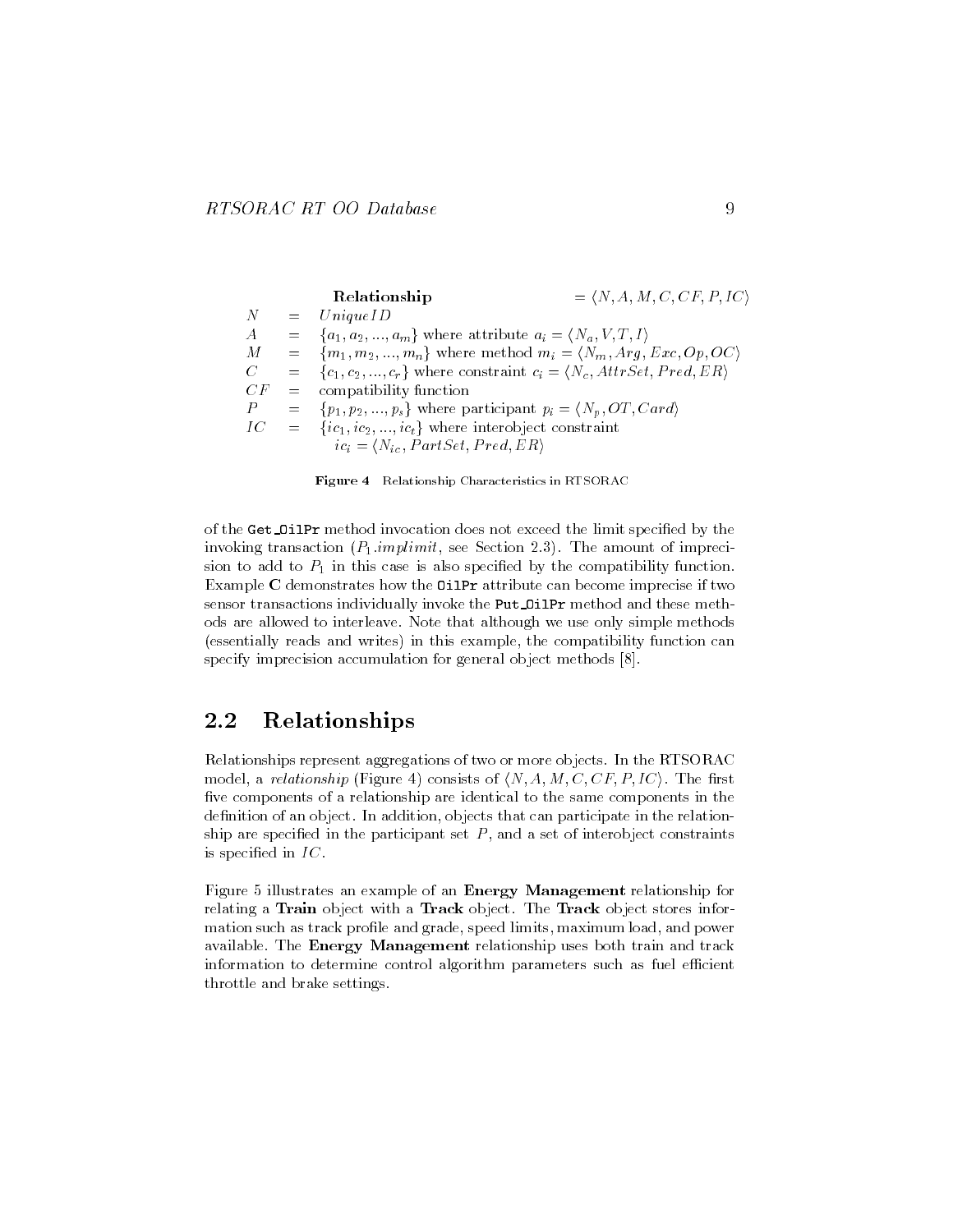$$
\begin{array}{lcl}
 & \textbf{Relationship} & = \langle N, A, M, C, CF, P, IC \rangle \\
N & = & UniqueID \\
A & = & \{a_1, a_2, ..., a_m\} \text{ where attribute } a_i = \langle N_a, V, T, I \rangle \\
M & = & \{m_1, m_2, ..., m_n\} \text{ where method } m_i = \langle N_m, Arg, Exc, Op, OC \rangle \\
C & = & \{c_1, c_2, ..., c_r\} \text{ where constraint } c_i = \langle N_c, AttrSet, Pred, ER \rangle \\
CF & = & \text{compatibility function} \\
P & = & \{p_1, p_2, ..., p_s\} \text{ where participant } p_i = \langle N_p, OT, Card \rangle \\
IC & = & \{ic_1, ic_2, ..., ic_t\} \text{ where interobject constraint} \\
 & & ic_i = \langle N_{ic}, PartSet, Pred, ER \rangle
\end{array}
$$

**Figure 4** Relationship Characteristics in RTSORAC

of the `Get_OilPr` method invocation does not exceed the limit specified by the invoking transaction ($P_1.implimit$, see Section 2.3). The amount of imprecision to add to $P_1$ in this case is also specified by the compatibility function. Example **C** demonstrates how the `OilPr` attribute can become imprecise if two sensor transactions individually invoke the `Put_OilPr` method and these methods are allowed to interleave. Note that although we use only simple methods (essentially reads and writes) in this example, the compatibility function can specify imprecision accumulation for general object methods [8].

## 2.2 Relationships

Relationships represent aggregations of two or more objects. In the RTSORAC model, a *relationship* (Figure 4) consists of $\langle N, A, M, C, CF, P, IC \rangle$. The first five components of a relationship are identical to the same components in the definition of an object. In addition, objects that can participate in the relationship are specified in the participant set $P$, and a set of interobject constraints is specified in $IC$.

Figure 5 illustrates an example of an **Energy Management** relationship for relating a **Train** object with a **Track** object. The **Track** object stores information such as track profile and grade, speed limits, maximum load, and power available. The **Energy Management** relationship uses both train and track information to determine control algorithm parameters such as fuel efficient throttle and brake settings.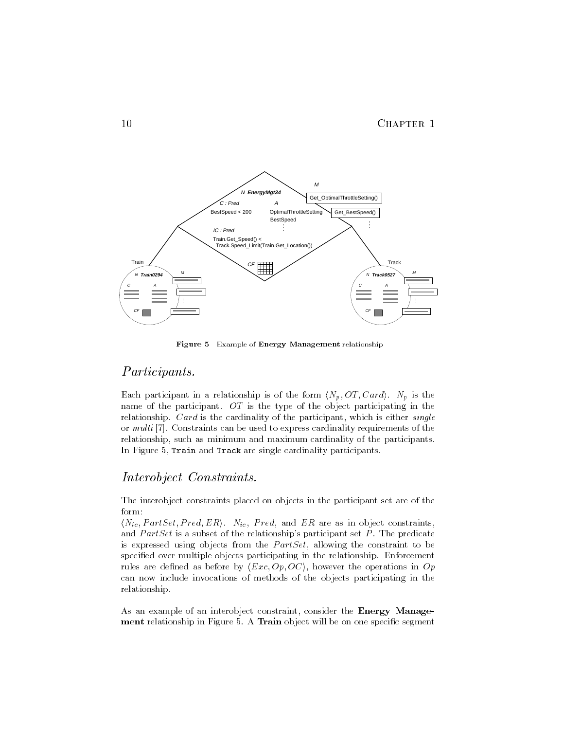**Figure 5** Example of **Energy Management** relationship

## *Participants.*

Each participant in a relationship is of the form $\langle N_p, OT, Card \rangle$. $N_p$ is the name of the participant. $OT$ is the type of the object participating in the relationship. $Card$ is the cardinality of the participant, which is either *single* or *multi* [7]. Constraints can be used to express cardinality requirements of the relationship, such as minimum and maximum cardinality of the participants. In Figure 5, `Train` and `Track` are single cardinality participants.

## *Interobject Constraints.*

The interobject constraints placed on objects in the participant set are of the form:
$\langle N_{ic}, PartSet, Pred, ER \rangle$. $N_{ic}$, $Pred$, and $ER$ are as in object constraints, and $PartSet$ is a subset of the relationship's participant set $P$. The predicate is expressed using objects from the $PartSet$, allowing the constraint to be specified over multiple objects participating in the relationship. Enforcement rules are defined as before by $\langle Exc, Op, OC \rangle$, however the operations in $Op$ can now include invocations of methods of the objects participating in the relationship.

As an example of an interobject constraint, consider the **Energy Management** relationship in Figure 5. A **Train** object will be on one specific segment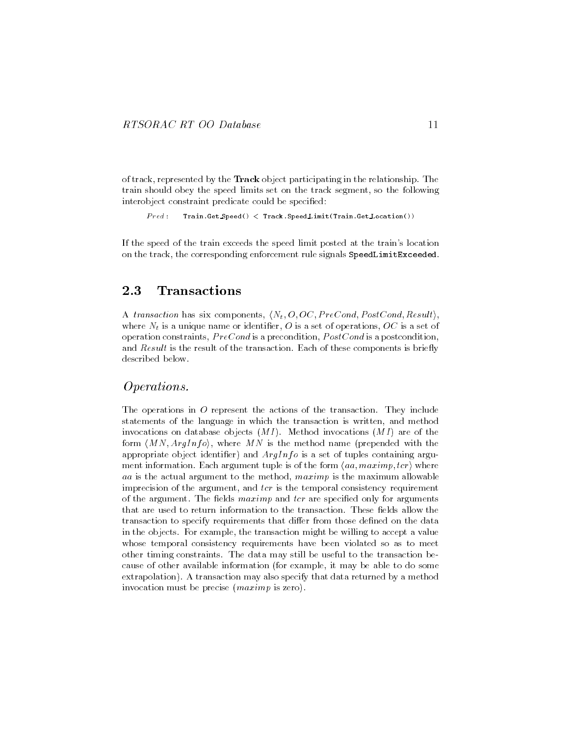of track, represented by the **Track** object participating in the relationship. The train should obey the speed limits set on the track segment, so the following interobject constraint predicate could be specified:

```
Pred:   Train.Get_Speed() < Track.Speed_Limit(Train.Get_Location())
```

If the speed of the train exceeds the speed limit posted at the train's location on the track, the corresponding enforcement rule signals `SpeedLimitExceeded`.

## 2.3 Transactions

A *transaction* has six components, $\langle N_t, O, OC, PreCond, PostCond, Result \rangle$, where $N_t$ is a unique name or identifier, $O$ is a set of operations, $OC$ is a set of operation constraints, $PreCond$ is a precondition, $PostCond$ is a postcondition, and $Result$ is the result of the transaction. Each of these components is briefly described below.

### *Operations.*

The operations in $O$ represent the actions of the transaction. They include statements of the language in which the transaction is written, and method invocations on database objects ($MI$). Method invocations ($MI$) are of the form $\langle MN, ArgInfo \rangle$, where $MN$ is the method name (prepended with the appropriate object identifier) and $ArgInfo$ is a set of tuples containing argument information. Each argument tuple is of the form $\langle aa, maximp, tcr \rangle$ where $aa$ is the actual argument to the method, $maximp$ is the maximum allowable imprecision of the argument, and $tcr$ is the temporal consistency requirement of the argument. The fields $maximp$ and $tcr$ are specified only for arguments that are used to return information to the transaction. These fields allow the transaction to specify requirements that differ from those defined on the data in the objects. For example, the transaction might be willing to accept a value whose temporal consistency requirements have been violated so as to meet other timing constraints. The data may still be useful to the transaction because of other available information (for example, it may be able to do some extrapolation). A transaction may also specify that data returned by a method invocation must be precise ($maximp$ is zero).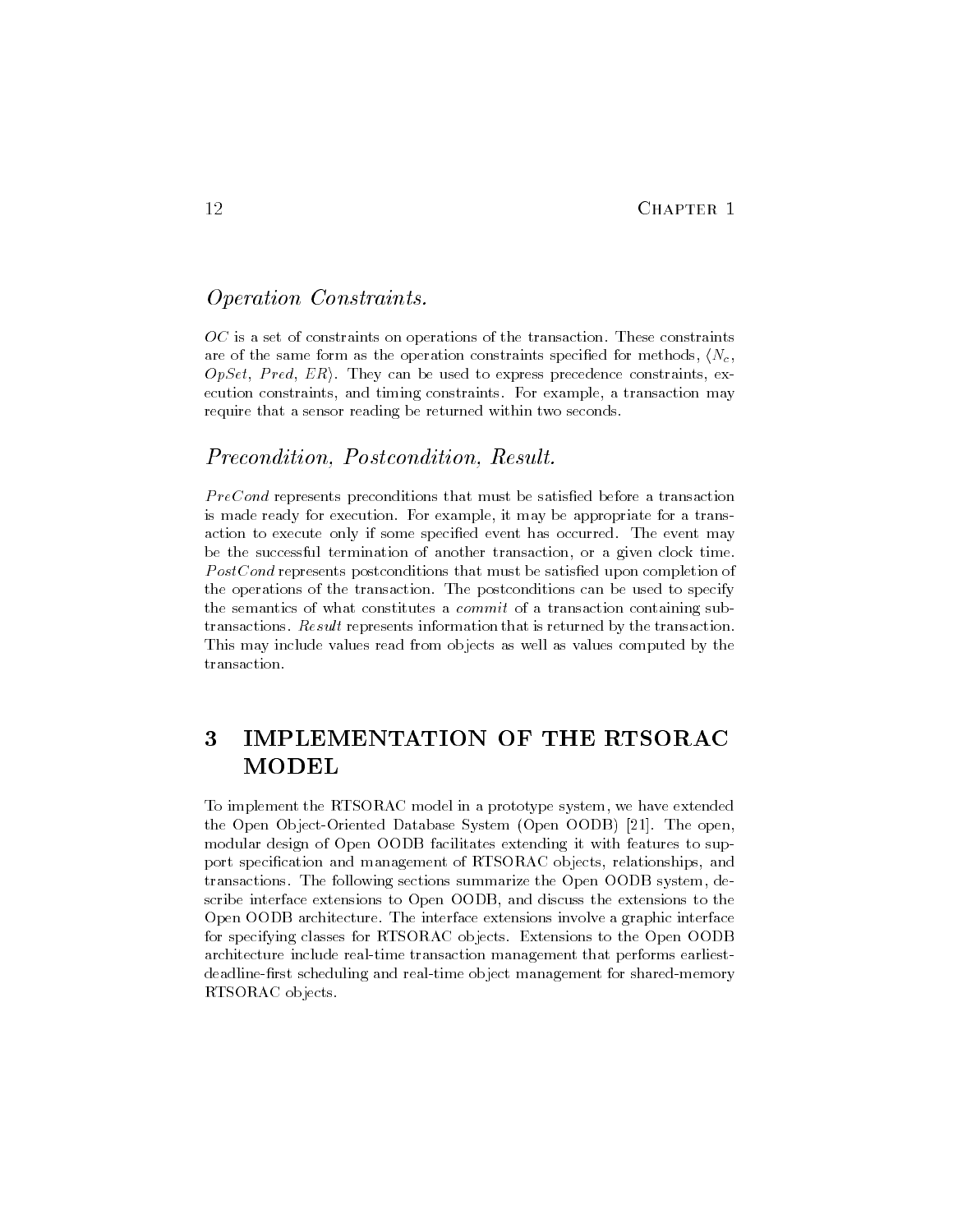### *Operation Constraints.*

*OC* is a set of constraints on operations of the transaction. These constraints are of the same form as the operation constraints specified for methods, $\langle N_c$, *OpSet*, *Pred*, *ER*$\rangle$. They can be used to express precedence constraints, execution constraints, and timing constraints. For example, a transaction may require that a sensor reading be returned within two seconds.

### *Precondition, Postcondition, Result.*

*PreCond* represents preconditions that must be satisfied before a transaction is made ready for execution. For example, it may be appropriate for a transaction to execute only if some specified event has occurred. The event may be the successful termination of another transaction, or a given clock time. *PostCond* represents postconditions that must be satisfied upon completion of the operations of the transaction. The postconditions can be used to specify the semantics of what constitutes a *commit* of a transaction containing subtransactions. *Result* represents information that is returned by the transaction. This may include values read from objects as well as values computed by the transaction.

## 3 IMPLEMENTATION OF THE RTSORAC MODEL

To implement the RTSORAC model in a prototype system, we have extended the Open Object-Oriented Database System (Open OODB) [21]. The open, modular design of Open OODB facilitates extending it with features to support specification and management of RTSORAC objects, relationships, and transactions. The following sections summarize the Open OODB system, describe interface extensions to Open OODB, and discuss the extensions to the Open OODB architecture. The interface extensions involve a graphic interface for specifying classes for RTSORAC objects. Extensions to the Open OODB architecture include real-time transaction management that performs earliest-deadline-first scheduling and real-time object management for shared-memory RTSORAC objects.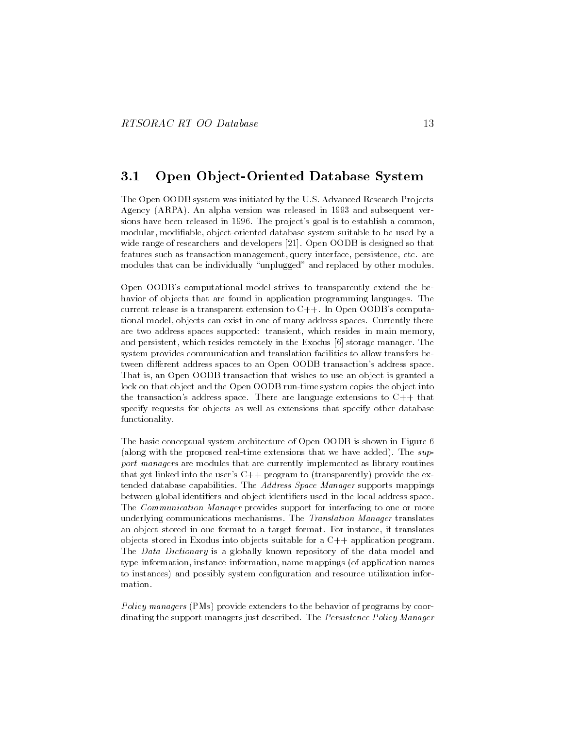## 3.1 Open Object-Oriented Database System

The Open OODB system was initiated by the U.S. Advanced Research Projects Agency (ARPA). An alpha version was released in 1993 and subsequent versions have been released in 1996. The project's goal is to establish a common, modular, modifiable, object-oriented database system suitable to be used by a wide range of researchers and developers [21]. Open OODB is designed so that features such as transaction management, query interface, persistence, etc. are modules that can be individually "unplugged" and replaced by other modules.

Open OODB's computational model strives to transparently extend the behavior of objects that are found in application programming languages. The current release is a transparent extension to C++. In Open OODB's computational model, objects can exist in one of many address spaces. Currently there are two address spaces supported: transient, which resides in main memory, and persistent, which resides remotely in the Exodus [6] storage manager. The system provides communication and translation facilities to allow transfers between different address spaces to an Open OODB transaction's address space. That is, an Open OODB transaction that wishes to use an object is granted a lock on that object and the Open OODB run-time system copies the object into the transaction's address space. There are language extensions to C++ that specify requests for objects as well as extensions that specify other database functionality.

The basic conceptual system architecture of Open OODB is shown in Figure 6 (along with the proposed real-time extensions that we have added). The *support managers* are modules that are currently implemented as library routines that get linked into the user's C++ program to (transparently) provide the extended database capabilities. The *Address Space Manager* supports mappings between global identifiers and object identifiers used in the local address space. The *Communication Manager* provides support for interfacing to one or more underlying communications mechanisms. The *Translation Manager* translates an object stored in one format to a target format. For instance, it translates objects stored in Exodus into objects suitable for a C++ application program. The *Data Dictionary* is a globally known repository of the data model and type information, instance information, name mappings (of application names to instances) and possibly system configuration and resource utilization information.

*Policy managers* (PMs) provide extenders to the behavior of programs by coordinating the support managers just described. The *Persistence Policy Manager*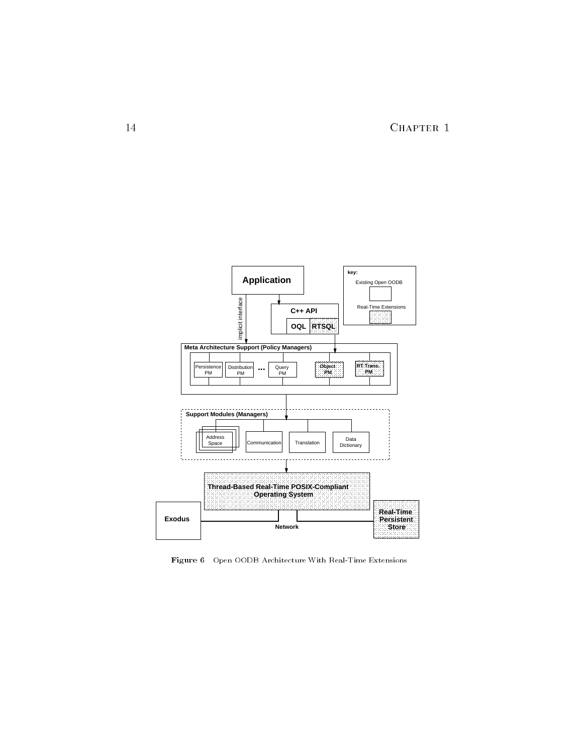**Figure 6** Open OODB Architecture With Real-Time Extensions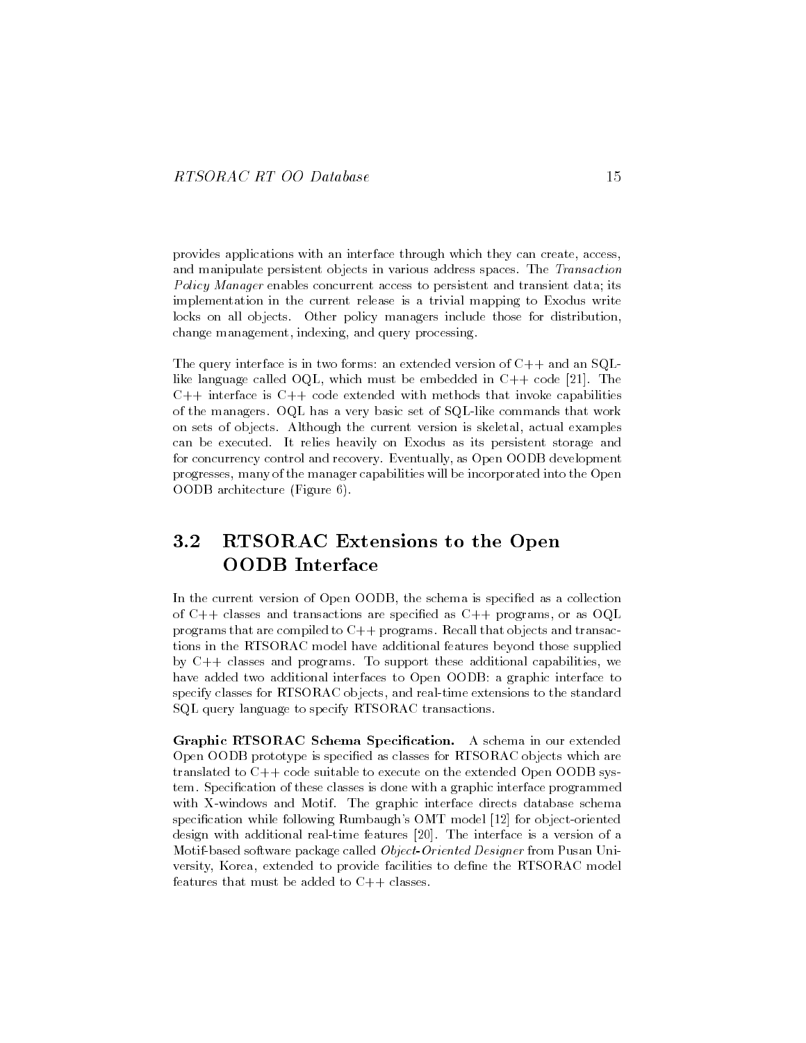provides applications with an interface through which they can create, access, and manipulate persistent objects in various address spaces. The *Transaction Policy Manager* enables concurrent access to persistent and transient data; its implementation in the current release is a trivial mapping to Exodus write locks on all objects. Other policy managers include those for distribution, change management, indexing, and query processing.

The query interface is in two forms: an extended version of C++ and an SQL-like language called OQL, which must be embedded in C++ code [21]. The C++ interface is C++ code extended with methods that invoke capabilities of the managers. OQL has a very basic set of SQL-like commands that work on sets of objects. Although the current version is skeletal, actual examples can be executed. It relies heavily on Exodus as its persistent storage and for concurrency control and recovery. Eventually, as Open OODB development progresses, many of the manager capabilities will be incorporated into the Open OODB architecture (Figure 6).

## 3.2 RTSORAC Extensions to the Open OODB Interface

In the current version of Open OODB, the schema is specified as a collection of C++ classes and transactions are specified as C++ programs, or as OQL programs that are compiled to C++ programs. Recall that objects and transactions in the RTSORAC model have additional features beyond those supplied by C++ classes and programs. To support these additional capabilities, we have added two additional interfaces to Open OODB: a graphic interface to specify classes for RTSORAC objects, and real-time extensions to the standard SQL query language to specify RTSORAC transactions.

**Graphic RTSORAC Schema Specification.** A schema in our extended Open OODB prototype is specified as classes for RTSORAC objects which are translated to C++ code suitable to execute on the extended Open OODB system. Specification of these classes is done with a graphic interface programmed with X-windows and Motif. The graphic interface directs database schema specification while following Rumbaugh's OMT model [12] for object-oriented design with additional real-time features [20]. The interface is a version of a Motif-based software package called *Object-Oriented Designer* from Pusan University, Korea, extended to provide facilities to define the RTSORAC model features that must be added to C++ classes.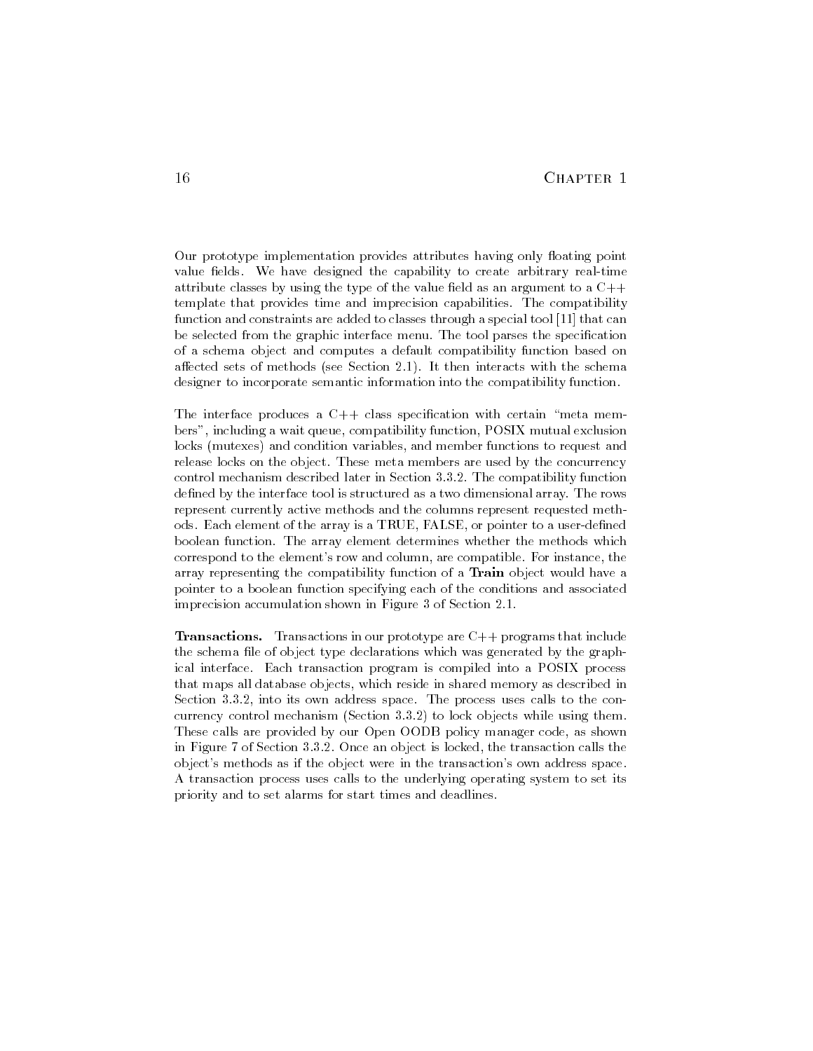Our prototype implementation provides attributes having only floating point value fields. We have designed the capability to create arbitrary real-time attribute classes by using the type of the value field as an argument to a C++ template that provides time and imprecision capabilities. The compatibility function and constraints are added to classes through a special tool [11] that can be selected from the graphic interface menu. The tool parses the specification of a schema object and computes a default compatibility function based on affected sets of methods (see Section 2.1). It then interacts with the schema designer to incorporate semantic information into the compatibility function.

The interface produces a C++ class specification with certain "meta members", including a wait queue, compatibility function, POSIX mutual exclusion locks (mutexes) and condition variables, and member functions to request and release locks on the object. These meta members are used by the concurrency control mechanism described later in Section 3.3.2. The compatibility function defined by the interface tool is structured as a two dimensional array. The rows represent currently active methods and the columns represent requested methods. Each element of the array is a TRUE, FALSE, or pointer to a user-defined boolean function. The array element determines whether the methods which correspond to the element's row and column, are compatible. For instance, the array representing the compatibility function of a **Train** object would have a pointer to a boolean function specifying each of the conditions and associated imprecision accumulation shown in Figure 3 of Section 2.1.

**Transactions.** Transactions in our prototype are C++ programs that include the schema file of object type declarations which was generated by the graphical interface. Each transaction program is compiled into a POSIX process that maps all database objects, which reside in shared memory as described in Section 3.3.2, into its own address space. The process uses calls to the concurrency control mechanism (Section 3.3.2) to lock objects while using them. These calls are provided by our Open OODB policy manager code, as shown in Figure 7 of Section 3.3.2. Once an object is locked, the transaction calls the object's methods as if the object were in the transaction's own address space. A transaction process uses calls to the underlying operating system to set its priority and to set alarms for start times and deadlines.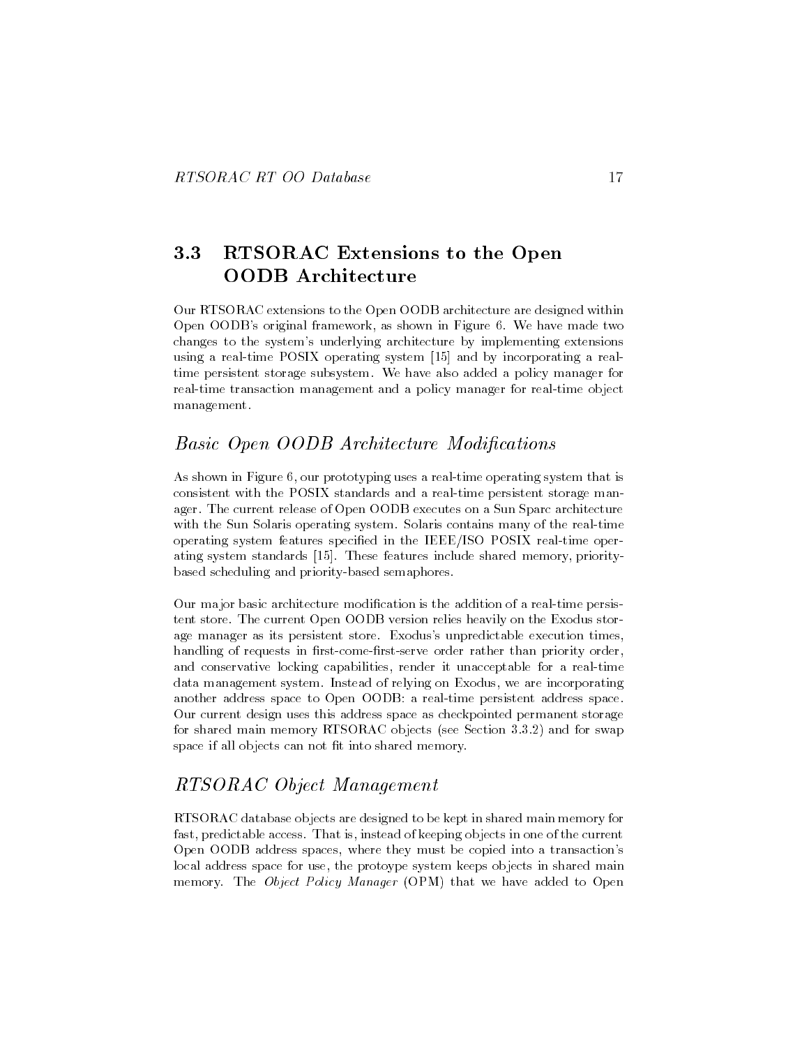## 3.3 RTSORAC Extensions to the Open OODB Architecture

Our RTSORAC extensions to the Open OODB architecture are designed within Open OODB's original framework, as shown in Figure 6. We have made two changes to the system's underlying architecture by implementing extensions using a real-time POSIX operating system [15] and by incorporating a real-time persistent storage subsystem. We have also added a policy manager for real-time transaction management and a policy manager for real-time object management.

### *Basic Open OODB Architecture Modifications*

As shown in Figure 6, our prototyping uses a real-time operating system that is consistent with the POSIX standards and a real-time persistent storage manager. The current release of Open OODB executes on a Sun Sparc architecture with the Sun Solaris operating system. Solaris contains many of the real-time operating system features specified in the IEEE/ISO POSIX real-time operating system standards [15]. These features include shared memory, priority-based scheduling and priority-based semaphores.

Our major basic architecture modification is the addition of a real-time persistent store. The current Open OODB version relies heavily on the Exodus storage manager as its persistent store. Exodus's unpredictable execution times, handling of requests in first-come-first-serve order rather than priority order, and conservative locking capabilities, render it unacceptable for a real-time data management system. Instead of relying on Exodus, we are incorporating another address space to Open OODB: a real-time persistent address space. Our current design uses this address space as checkpointed permanent storage for shared main memory RTSORAC objects (see Section 3.3.2) and for swap space if all objects can not fit into shared memory.

### *RTSORAC Object Management*

RTSORAC database objects are designed to be kept in shared main memory for fast, predictable access. That is, instead of keeping objects in one of the current Open OODB address spaces, where they must be copied into a transaction's local address space for use, the protoype system keeps objects in shared main memory. The *Object Policy Manager* (OPM) that we have added to Open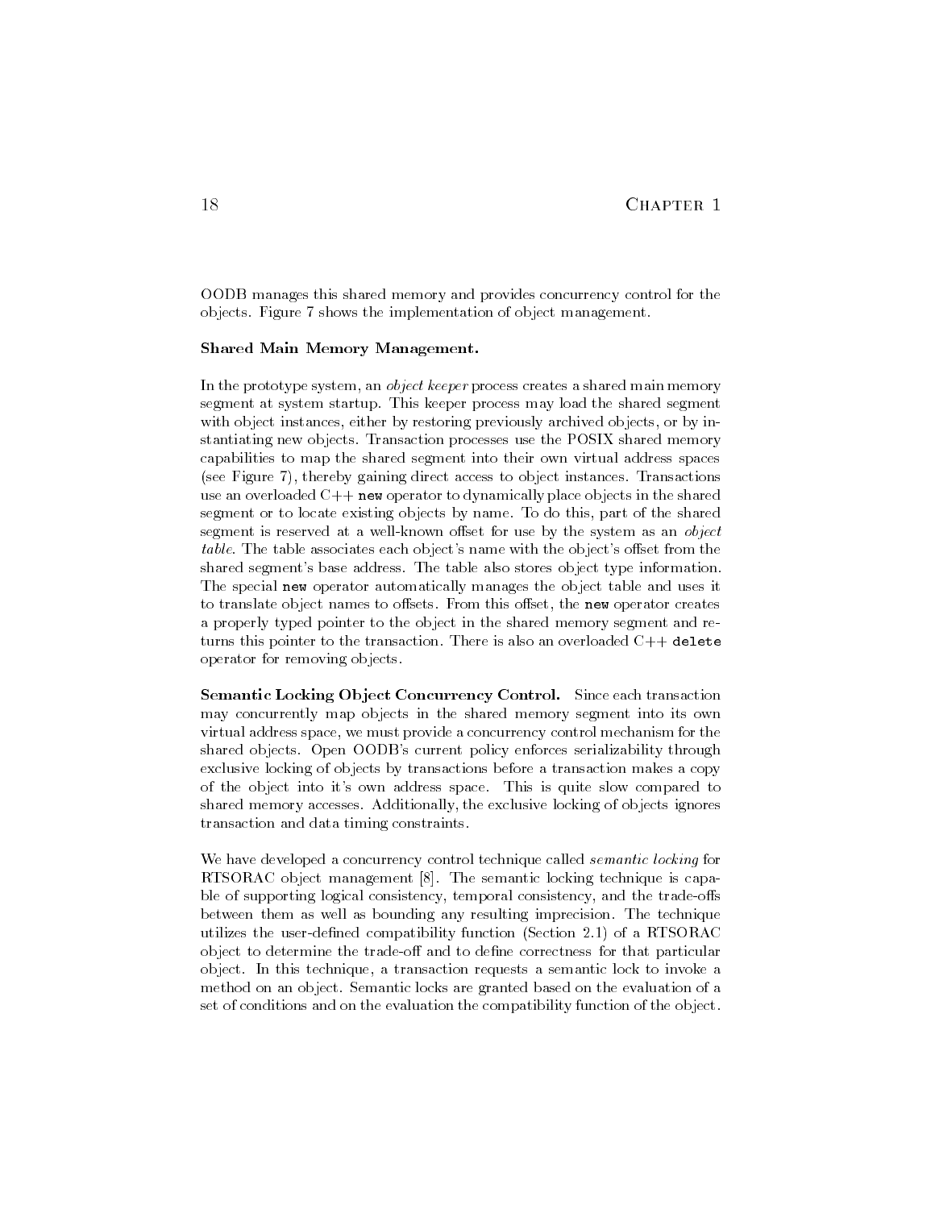OODB manages this shared memory and provides concurrency control for the objects. Figure 7 shows the implementation of object management.

**Shared Main Memory Management.**

In the prototype system, an *object keeper* process creates a shared main memory segment at system startup. This keeper process may load the shared segment with object instances, either by restoring previously archived objects, or by instantiating new objects. Transaction processes use the POSIX shared memory capabilities to map the shared segment into their own virtual address spaces (see Figure 7), thereby gaining direct access to object instances. Transactions use an overloaded C++ `new` operator to dynamically place objects in the shared segment or to locate existing objects by name. To do this, part of the shared segment is reserved at a well-known offset for use by the system as an *object table*. The table associates each object's name with the object's offset from the shared segment's base address. The table also stores object type information. The special `new` operator automatically manages the object table and uses it to translate object names to offsets. From this offset, the `new` operator creates a properly typed pointer to the object in the shared memory segment and returns this pointer to the transaction. There is also an overloaded C++ `delete` operator for removing objects.

**Semantic Locking Object Concurrency Control.** Since each transaction may concurrently map objects in the shared memory segment into its own virtual address space, we must provide a concurrency control mechanism for the shared objects. Open OODB's current policy enforces serializability through exclusive locking of objects by transactions before a transaction makes a copy of the object into it's own address space. This is quite slow compared to shared memory accesses. Additionally, the exclusive locking of objects ignores transaction and data timing constraints.

We have developed a concurrency control technique called *semantic locking* for RTSORAC object management [8]. The semantic locking technique is capable of supporting logical consistency, temporal consistency, and the trade-offs between them as well as bounding any resulting imprecision. The technique utilizes the user-defined compatibility function (Section 2.1) of a RTSORAC object to determine the trade-off and to define correctness for that particular object. In this technique, a transaction requests a semantic lock to invoke a method on an object. Semantic locks are granted based on the evaluation of a set of conditions and on the evaluation the compatibility function of the object.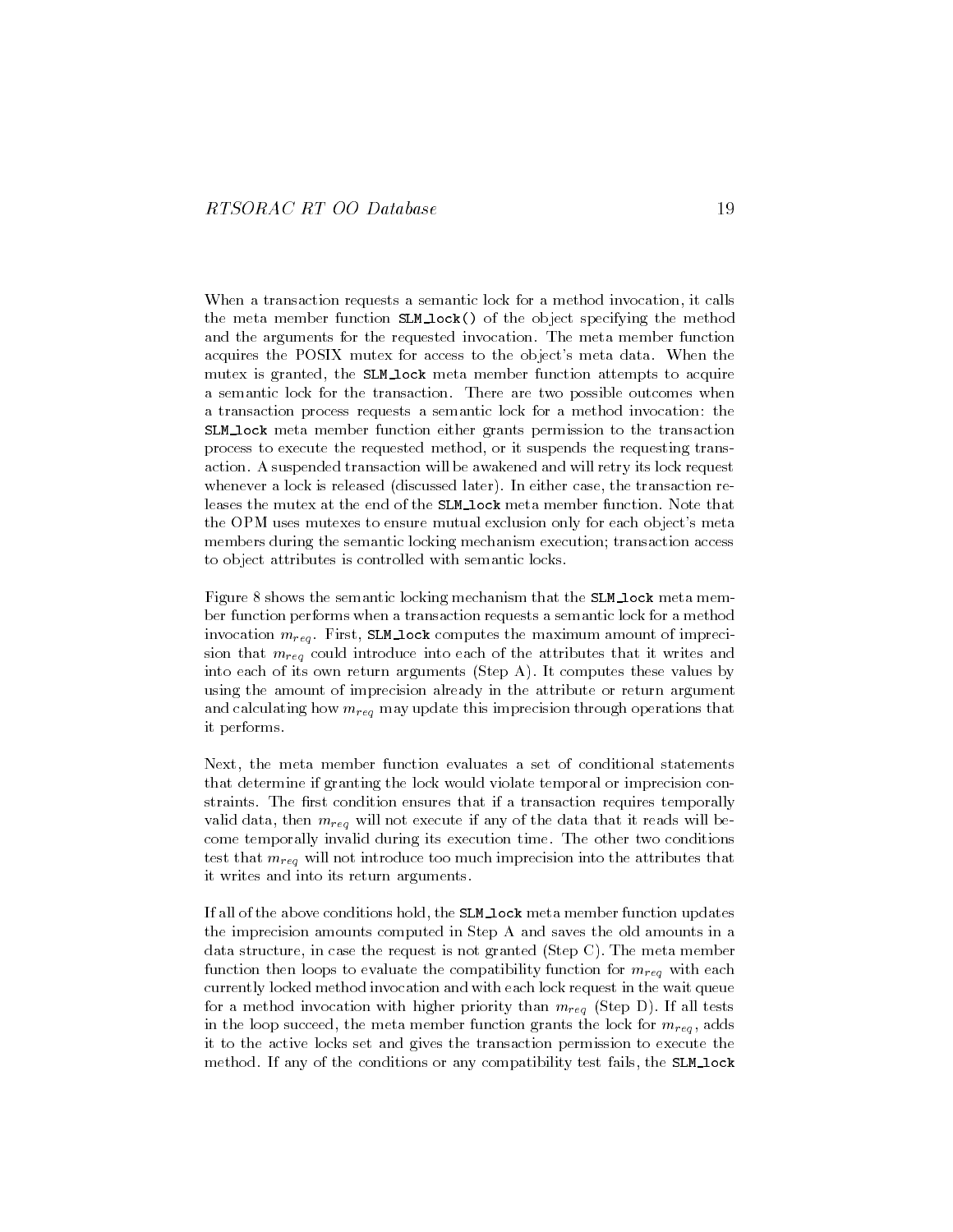When a transaction requests a semantic lock for a method invocation, it calls the meta member function `SLM_lock()` of the object specifying the method and the arguments for the requested invocation. The meta member function acquires the POSIX mutex for access to the object's meta data. When the mutex is granted, the `SLM_lock` meta member function attempts to acquire a semantic lock for the transaction. There are two possible outcomes when a transaction process requests a semantic lock for a method invocation: the `SLM_lock` meta member function either grants permission to the transaction process to execute the requested method, or it suspends the requesting transaction. A suspended transaction will be awakened and will retry its lock request whenever a lock is released (discussed later). In either case, the transaction releases the mutex at the end of the `SLM_lock` meta member function. Note that the OPM uses mutexes to ensure mutual exclusion only for each object's meta members during the semantic locking mechanism execution; transaction access to object attributes is controlled with semantic locks.

Figure 8 shows the semantic locking mechanism that the `SLM_lock` meta member function performs when a transaction requests a semantic lock for a method invocation $m_{req}$. First, `SLM_lock` computes the maximum amount of imprecision that $m_{req}$ could introduce into each of the attributes that it writes and into each of its own return arguments (Step A). It computes these values by using the amount of imprecision already in the attribute or return argument and calculating how $m_{req}$ may update this imprecision through operations that it performs.

Next, the meta member function evaluates a set of conditional statements that determine if granting the lock would violate temporal or imprecision constraints. The first condition ensures that if a transaction requires temporally valid data, then $m_{req}$ will not execute if any of the data that it reads will become temporally invalid during its execution time. The other two conditions test that $m_{req}$ will not introduce too much imprecision into the attributes that it writes and into its return arguments.

If all of the above conditions hold, the `SLM_lock` meta member function updates the imprecision amounts computed in Step A and saves the old amounts in a data structure, in case the request is not granted (Step C). The meta member function then loops to evaluate the compatibility function for $m_{req}$ with each currently locked method invocation and with each lock request in the wait queue for a method invocation with higher priority than $m_{req}$ (Step D). If all tests in the loop succeed, the meta member function grants the lock for $m_{req}$, adds it to the active locks set and gives the transaction permission to execute the method. If any of the conditions or any compatibility test fails, the `SLM_lock`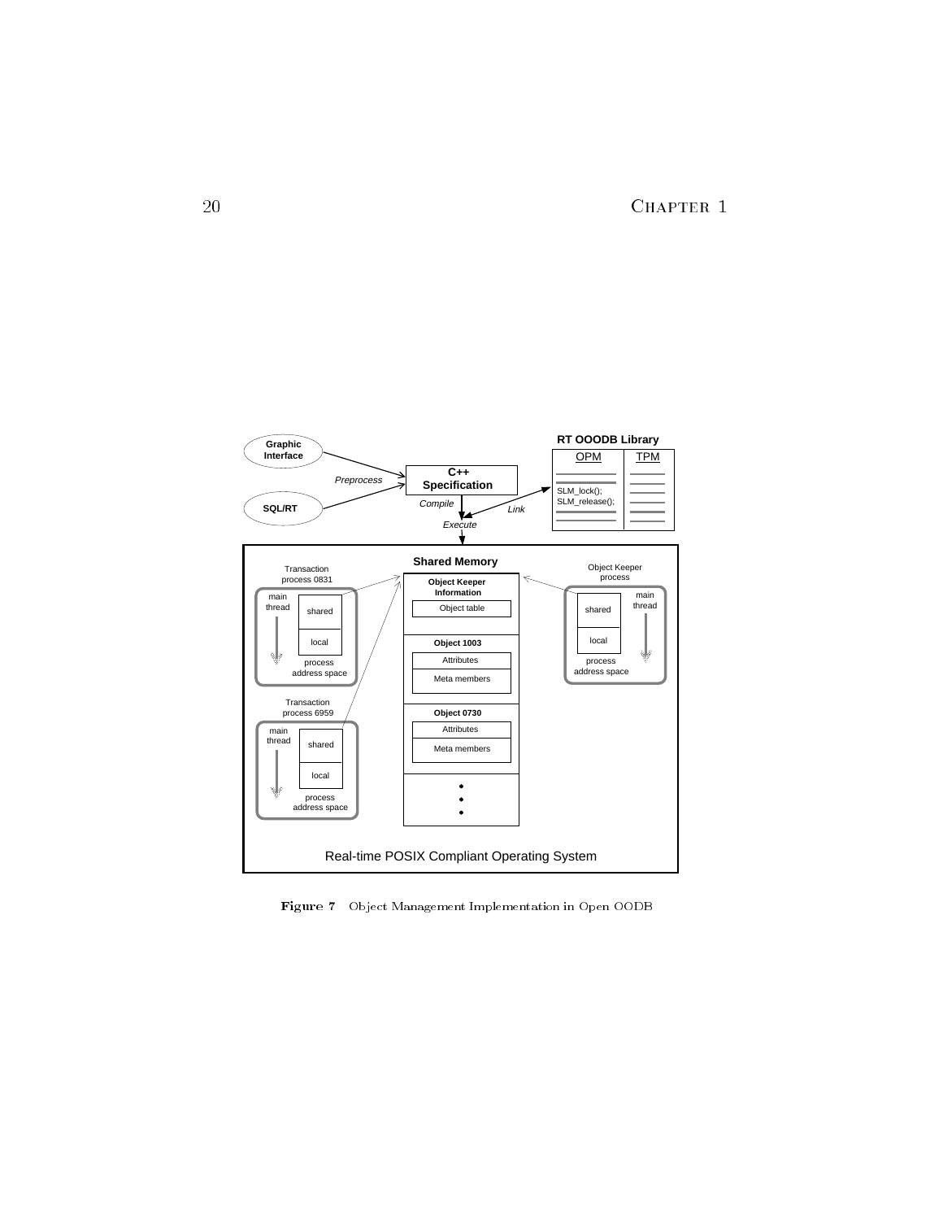**Figure 7** Object Management Implementation in Open OODB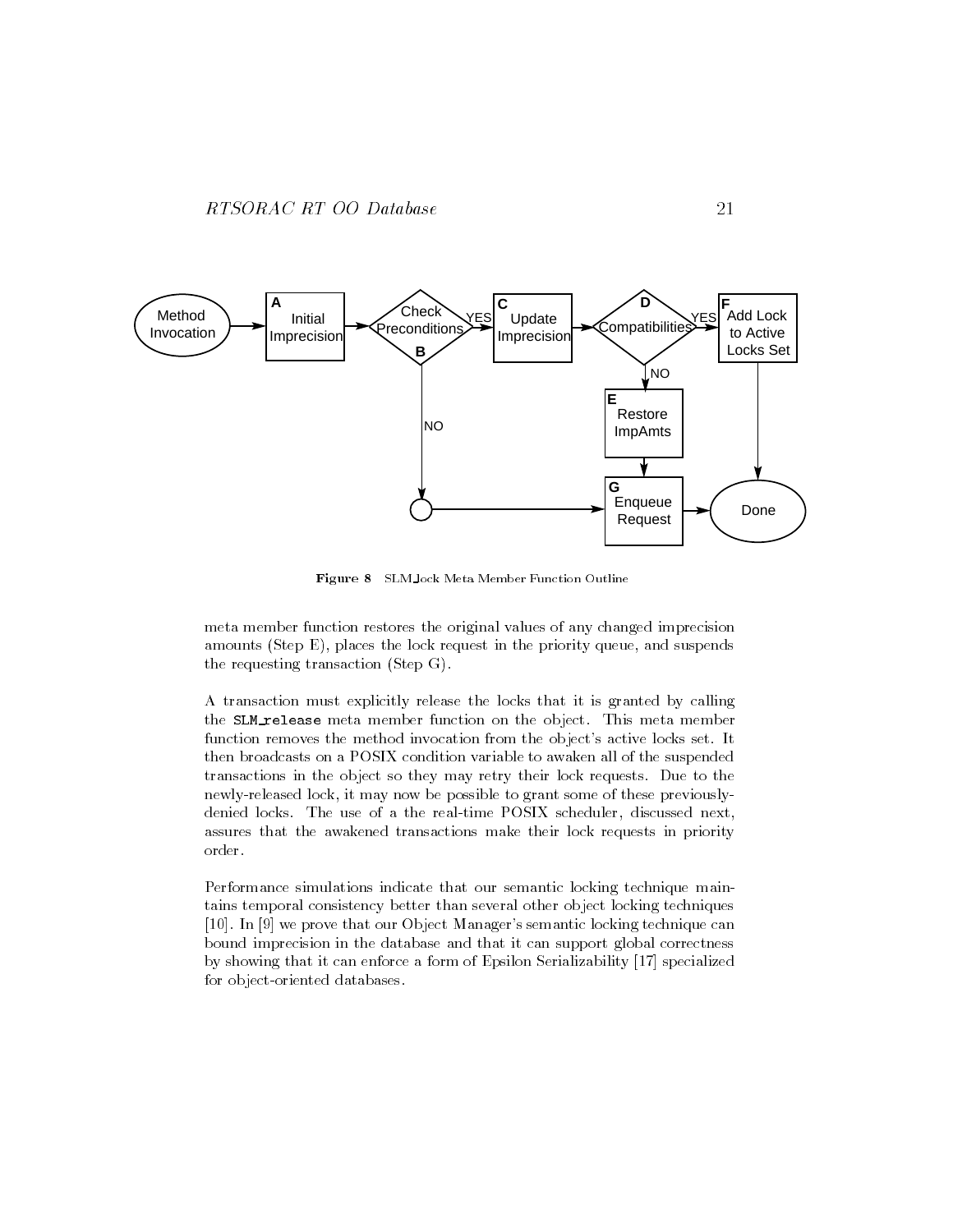Figure 8 SLM_lock Meta Member Function Outline

meta member function restores the original values of any changed imprecision amounts (Step E), places the lock request in the priority queue, and suspends the requesting transaction (Step G).

A transaction must explicitly release the locks that it is granted by calling the `SLM_release` meta member function on the object. This meta member function removes the method invocation from the object's active locks set. It then broadcasts on a POSIX condition variable to awaken all of the suspended transactions in the object so they may retry their lock requests. Due to the newly-released lock, it may now be possible to grant some of these previously-denied locks. The use of a the real-time POSIX scheduler, discussed next, assures that the awakened transactions make their lock requests in priority order.

Performance simulations indicate that our semantic locking technique maintains temporal consistency better than several other object locking techniques [10]. In [9] we prove that our Object Manager's semantic locking technique can bound imprecision in the database and that it can support global correctness by showing that it can enforce a form of Epsilon Serializability [17] specialized for object-oriented databases.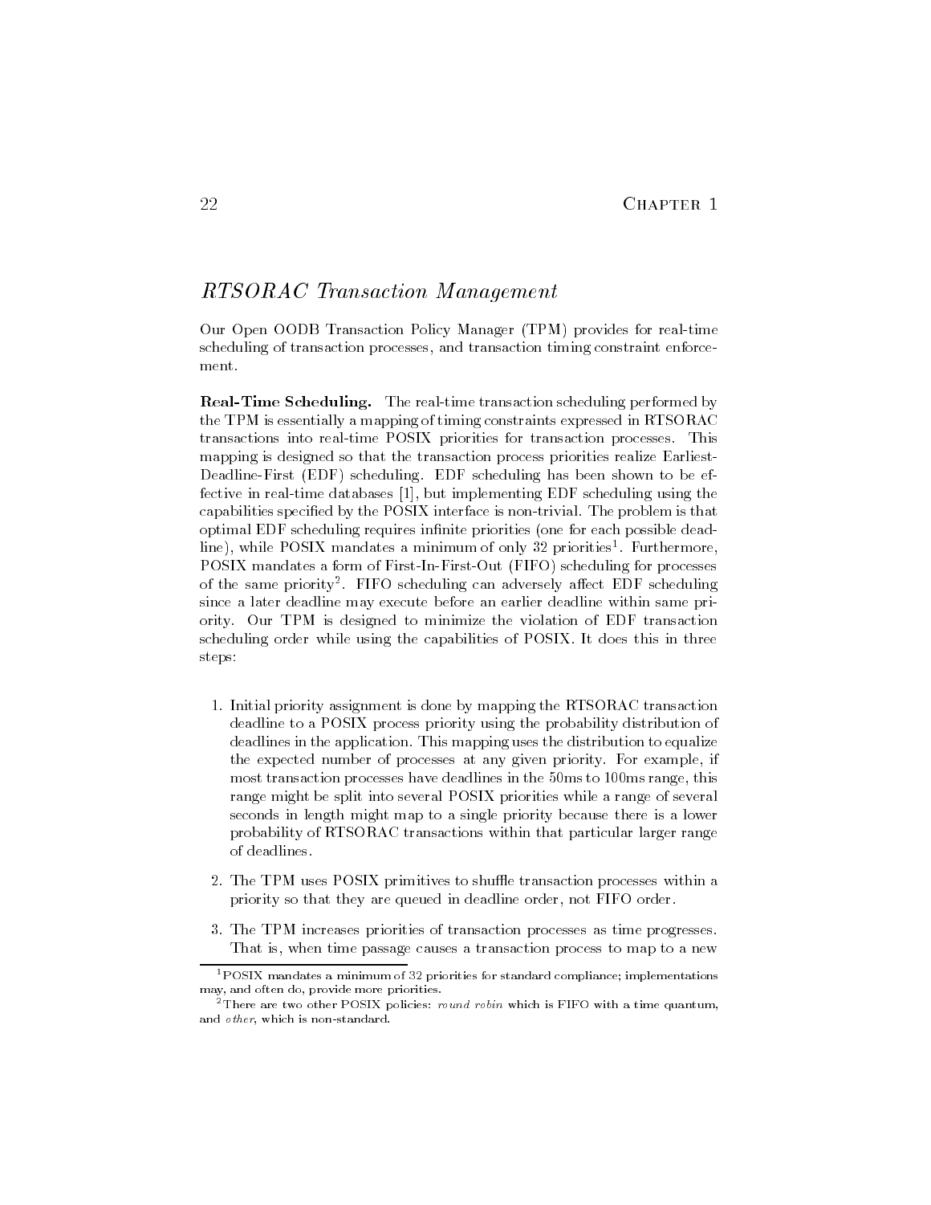## *RTSORAC Transaction Management*

Our Open OODB Transaction Policy Manager (TPM) provides for real-time scheduling of transaction processes, and transaction timing constraint enforcement.

**Real-Time Scheduling.** The real-time transaction scheduling performed by the TPM is essentially a mapping of timing constraints expressed in RTSORAC transactions into real-time POSIX priorities for transaction processes. This mapping is designed so that the transaction process priorities realize Earliest-Deadline-First (EDF) scheduling. EDF scheduling has been shown to be effective in real-time databases [1], but implementing EDF scheduling using the capabilities specified by the POSIX interface is non-trivial. The problem is that optimal EDF scheduling requires infinite priorities (one for each possible deadline), while POSIX mandates a minimum of only 32 priorities[1]. Furthermore, POSIX mandates a form of First-In-First-Out (FIFO) scheduling for processes of the same priority[2]. FIFO scheduling can adversely affect EDF scheduling since a later deadline may execute before an earlier deadline within same priority. Our TPM is designed to minimize the violation of EDF transaction scheduling order while using the capabilities of POSIX. It does this in three steps:

1. Initial priority assignment is done by mapping the RTSORAC transaction deadline to a POSIX process priority using the probability distribution of deadlines in the application. This mapping uses the distribution to equalize the expected number of processes at any given priority. For example, if most transaction processes have deadlines in the 50ms to 100ms range, this range might be split into several POSIX priorities while a range of several seconds in length might map to a single priority because there is a lower probability of RTSORAC transactions within that particular larger range of deadlines.

2. The TPM uses POSIX primitives to shuffle transaction processes within a priority so that they are queued in deadline order, not FIFO order.

3. The TPM increases priorities of transaction processes as time progresses. That is, when time passage causes a transaction process to map to a new

---

[1] POSIX mandates a minimum of 32 priorities for standard compliance; implementations may, and often do, provide more priorities.

[2] There are two other POSIX policies: *round robin* which is FIFO with a time quantum, and *other*, which is non-standard.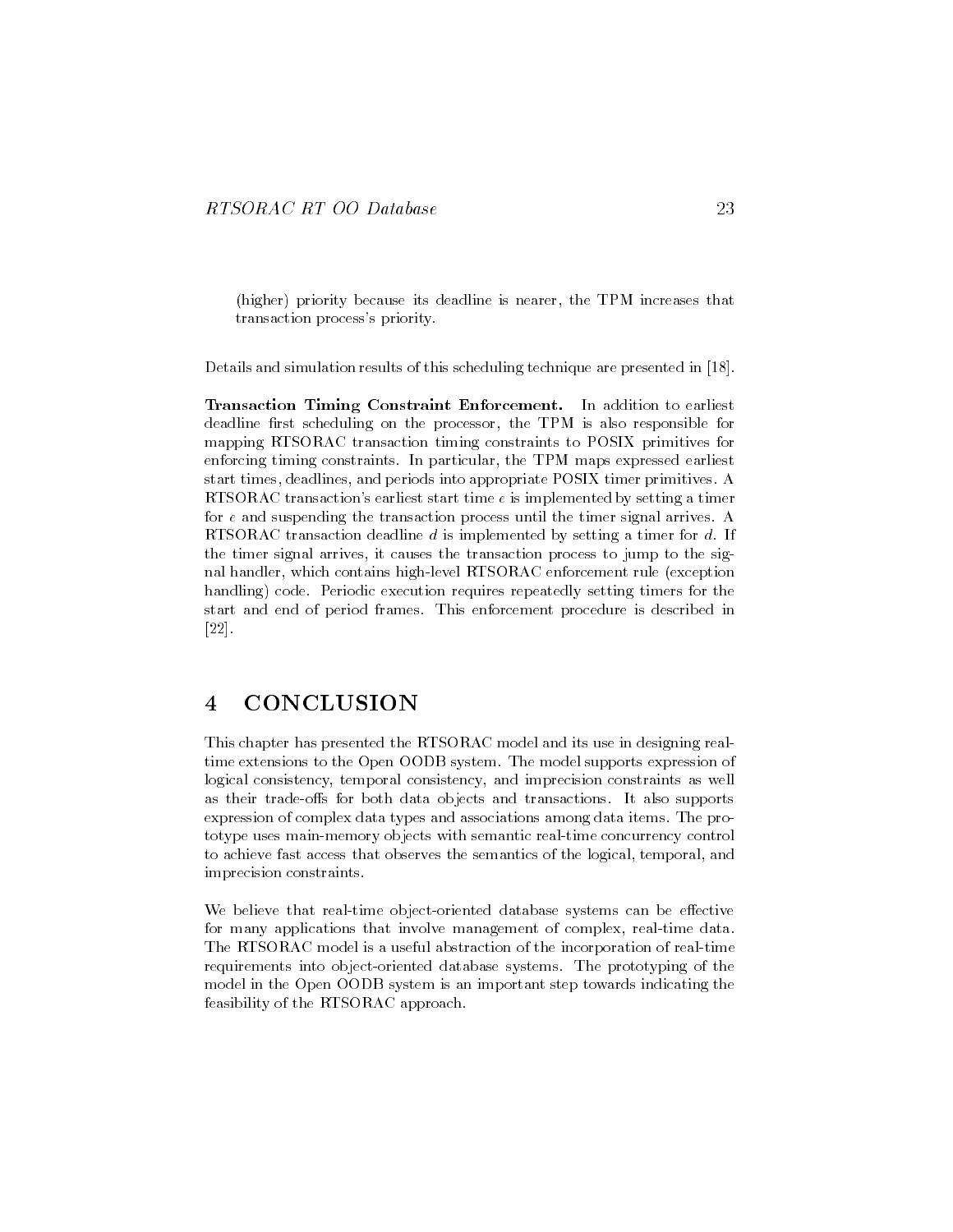(higher) priority because its deadline is nearer, the TPM increases that transaction process's priority.

Details and simulation results of this scheduling technique are presented in [18].

**Transaction Timing Constraint Enforcement.** In addition to earliest deadline first scheduling on the processor, the TPM is also responsible for mapping RTSORAC transaction timing constraints to POSIX primitives for enforcing timing constraints. In particular, the TPM maps expressed earliest start times, deadlines, and periods into appropriate POSIX timer primitives. A RTSORAC transaction's earliest start time $e$ is implemented by setting a timer for $e$ and suspending the transaction process until the timer signal arrives. A RTSORAC transaction deadline $d$ is implemented by setting a timer for $d$. If the timer signal arrives, it causes the transaction process to jump to the signal handler, which contains high-level RTSORAC enforcement rule (exception handling) code. Periodic execution requires repeatedly setting timers for the start and end of period frames. This enforcement procedure is described in [22].

# 4 CONCLUSION

This chapter has presented the RTSORAC model and its use in designing real-time extensions to the Open OODB system. The model supports expression of logical consistency, temporal consistency, and imprecision constraints as well as their trade-offs for both data objects and transactions. It also supports expression of complex data types and associations among data items. The prototype uses main-memory objects with semantic real-time concurrency control to achieve fast access that observes the semantics of the logical, temporal, and imprecision constraints.

We believe that real-time object-oriented database systems can be effective for many applications that involve management of complex, real-time data. The RTSORAC model is a useful abstraction of the incorporation of real-time requirements into object-oriented database systems. The prototyping of the model in the Open OODB system is an important step towards indicating the feasibility of the RTSORAC approach.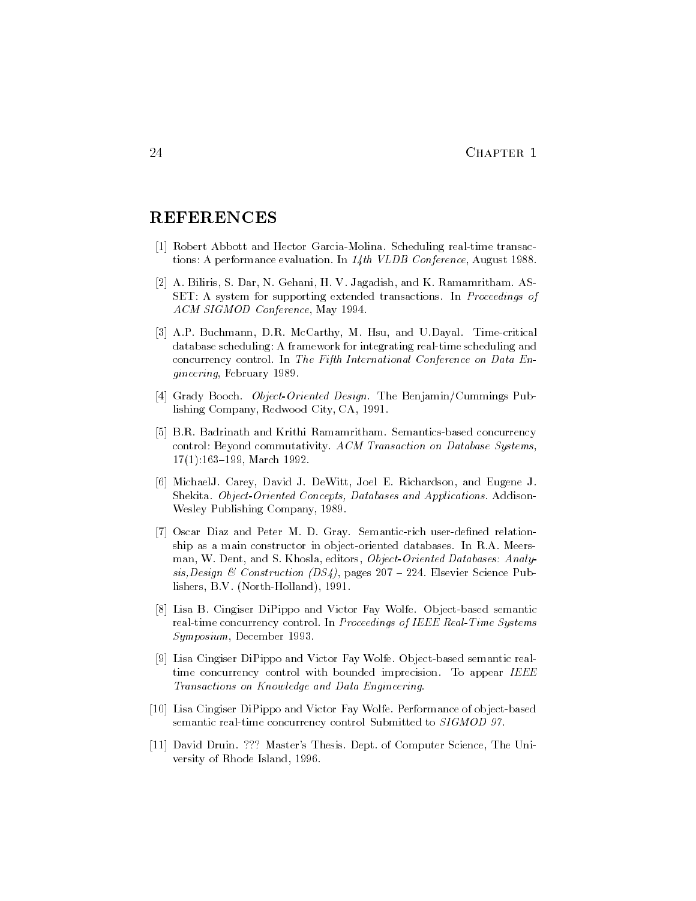## REFERENCES

[1] Robert Abbott and Hector Garcia-Molina. Scheduling real-time transactions: A performance evaluation. In *14th VLDB Conference*, August 1988.

[2] A. Biliris, S. Dar, N. Gehani, H. V. Jagadish, and K. Ramamritham. ASSET: A system for supporting extended transactions. In *Proceedings of ACM SIGMOD Conference*, May 1994.

[3] A.P. Buchmann, D.R. McCarthy, M. Hsu, and U.Dayal. Time-critical database scheduling: A framework for integrating real-time scheduling and concurrency control. In *The Fifth International Conference on Data Engineering*, February 1989.

[4] Grady Booch. *Object-Oriented Design*. The Benjamin/Cummings Publishing Company, Redwood City, CA, 1991.

[5] B.R. Badrinath and Krithi Ramamritham. Semantics-based concurrency control: Beyond commutativity. *ACM Transaction on Database Systems*, 17(1):163–199, March 1992.

[6] MichaelJ. Carey, David J. DeWitt, Joel E. Richardson, and Eugene J. Shekita. *Object-Oriented Concepts, Databases and Applications*. Addison-Wesley Publishing Company, 1989.

[7] Oscar Diaz and Peter M. D. Gray. Semantic-rich user-defined relationship as a main constructor in object-oriented databases. In R.A. Meersman, W. Dent, and S. Khosla, editors, *Object-Oriented Databases: Analysis,Design & Construction (DS4)*, pages 207 – 224. Elsevier Science Publishers, B.V. (North-Holland), 1991.

[8] Lisa B. Cingiser DiPippo and Victor Fay Wolfe. Object-based semantic real-time concurrency control. In *Proceedings of IEEE Real-Time Systems Symposium*, December 1993.

[9] Lisa Cingiser DiPippo and Victor Fay Wolfe. Object-based semantic real-time concurrency control with bounded imprecision. To appear *IEEE Transactions on Knowledge and Data Engineering*.

[10] Lisa Cingiser DiPippo and Victor Fay Wolfe. Performance of object-based semantic real-time concurrency control Submitted to *SIGMOD 97*.

[11] David Druin. ??? Master's Thesis. Dept. of Computer Science, The University of Rhode Island, 1996.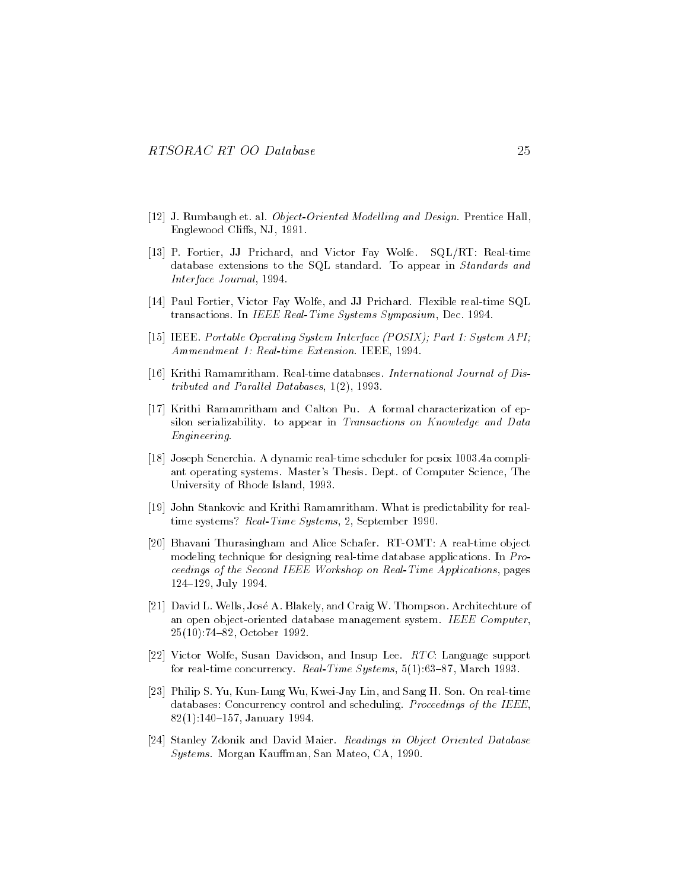[12] J. Rumbaugh et. al. *Object-Oriented Modelling and Design*. Prentice Hall, Englewood Cliffs, NJ, 1991.

[13] P. Fortier, JJ Prichard, and Victor Fay Wolfe. SQL/RT: Real-time database extensions to the SQL standard. To appear in *Standards and Interface Journal*, 1994.

[14] Paul Fortier, Victor Fay Wolfe, and JJ Prichard. Flexible real-time SQL transactions. In *IEEE Real-Time Systems Symposium*, Dec. 1994.

[15] IEEE. *Portable Operating System Interface (POSIX); Part 1: System API; Ammendment 1: Real-time Extension*. IEEE, 1994.

[16] Krithi Ramamritham. Real-time databases. *International Journal of Distributed and Parallel Databases*, 1(2), 1993.

[17] Krithi Ramamritham and Calton Pu. A formal characterization of epsilon serializability. to appear in *Transactions on Knowledge and Data Engineering*.

[18] Joseph Senerchia. A dynamic real-time scheduler for posix 1003.4a compliant operating systems. Master's Thesis. Dept. of Computer Science, The University of Rhode Island, 1993.

[19] John Stankovic and Krithi Ramamritham. What is predictability for real-time systems? *Real-Time Systems*, 2, September 1990.

[20] Bhavani Thurasingham and Alice Schafer. RT-OMT: A real-time object modeling technique for designing real-time database applications. In *Proceedings of the Second IEEE Workshop on Real-Time Applications*, pages 124–129, July 1994.

[21] David L. Wells, José A. Blakely, and Craig W. Thompson. Architechture of an open object-oriented database management system. *IEEE Computer*, 25(10):74–82, October 1992.

[22] Victor Wolfe, Susan Davidson, and Insup Lee. *RTC*: Language support for real-time concurrency. *Real-Time Systems*, 5(1):63–87, March 1993.

[23] Philip S. Yu, Kun-Lung Wu, Kwei-Jay Lin, and Sang H. Son. On real-time databases: Concurrency control and scheduling. *Proceedings of the IEEE*, 82(1):140–157, January 1994.

[24] Stanley Zdonik and David Maier. *Readings in Object Oriented Database Systems*. Morgan Kauffman, San Mateo, CA, 1990.